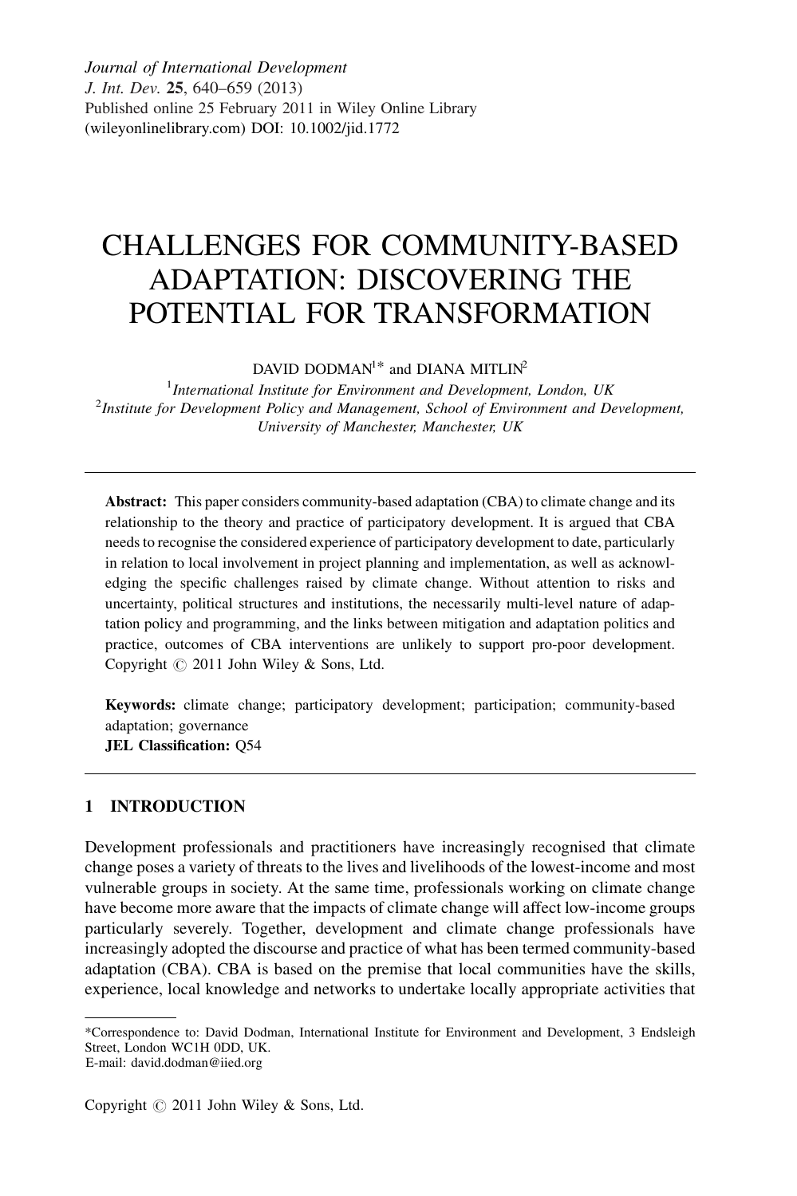Journal of International Development
J. Int. Dev. 25, 640–659 (2013)
Published online 25 February 2011 in Wiley Online Library
(wileyonlinelibrary.com) DOI: 10.1002/jid.1772

# CHALLENGES FOR COMMUNITY-BASED ADAPTATION: DISCOVERING THE POTENTIAL FOR TRANSFORMATION

DAVID DODMAN[1]* and DIANA MITLIN[2]

[1]*International Institute for Environment and Development, London, UK*
[2]*Institute for Development Policy and Management, School of Environment and Development, University of Manchester, Manchester, UK*

**Abstract:** This paper considers community-based adaptation (CBA) to climate change and its relationship to the theory and practice of participatory development. It is argued that CBA needs to recognise the considered experience of participatory development to date, particularly in relation to local involvement in project planning and implementation, as well as acknowledging the specific challenges raised by climate change. Without attention to risks and uncertainty, political structures and institutions, the necessarily multi-level nature of adaptation policy and programming, and the links between mitigation and adaptation politics and practice, outcomes of CBA interventions are unlikely to support pro-poor development. Copyright © 2011 John Wiley & Sons, Ltd.

**Keywords:** climate change; participatory development; participation; community-based adaptation; governance
**JEL Classification:** Q54

## 1 INTRODUCTION

Development professionals and practitioners have increasingly recognised that climate change poses a variety of threats to the lives and livelihoods of the lowest-income and most vulnerable groups in society. At the same time, professionals working on climate change have become more aware that the impacts of climate change will affect low-income groups particularly severely. Together, development and climate change professionals have increasingly adopted the discourse and practice of what has been termed community-based adaptation (CBA). CBA is based on the premise that local communities have the skills, experience, local knowledge and networks to undertake locally appropriate activities that

*Correspondence to: David Dodman, International Institute for Environment and Development, 3 Endsleigh Street, London WC1H 0DD, UK.
E-mail: david.dodman@iied.org

Copyright © 2011 John Wiley & Sons, Ltd.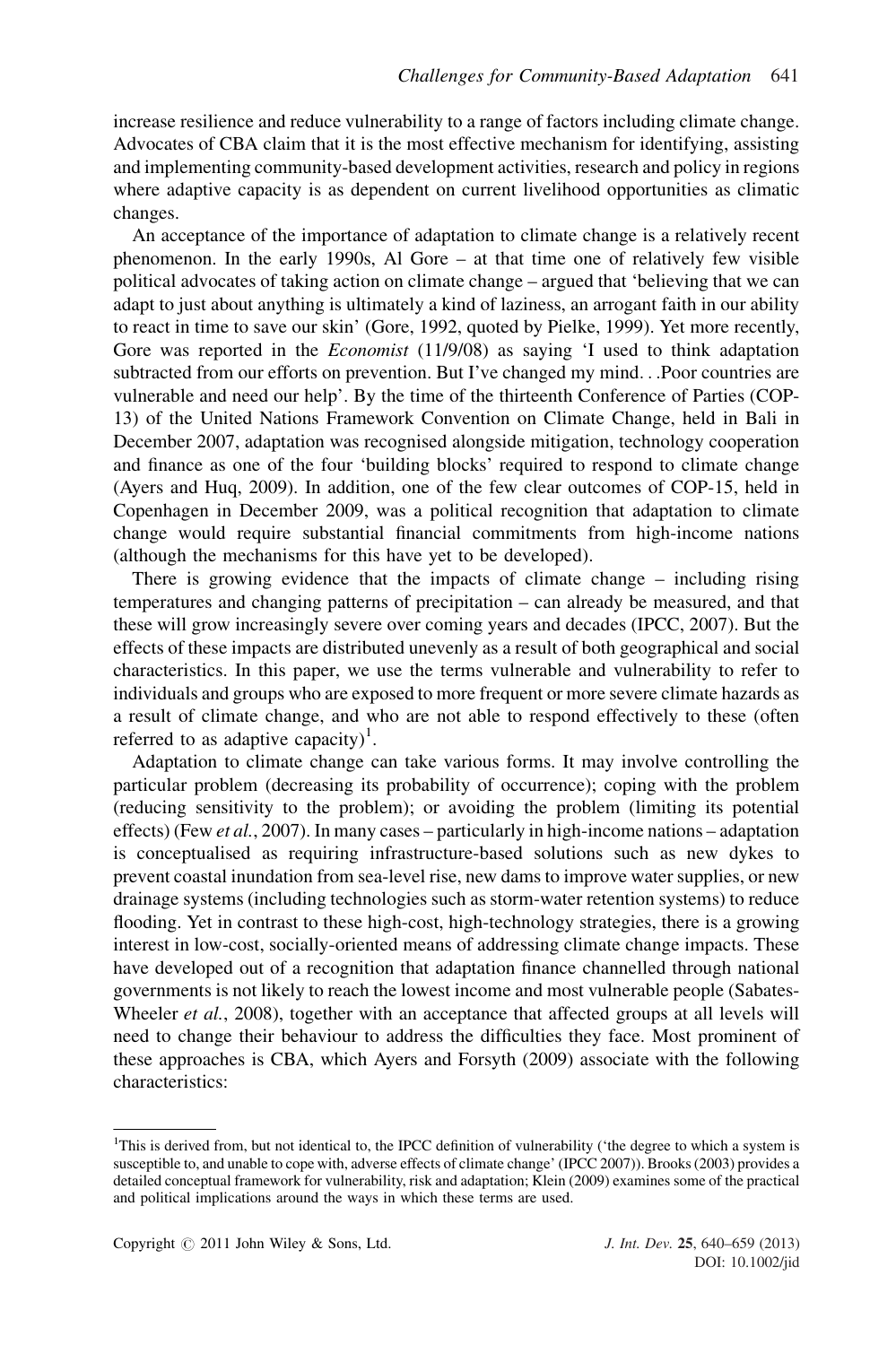increase resilience and reduce vulnerability to a range of factors including climate change. Advocates of CBA claim that it is the most effective mechanism for identifying, assisting and implementing community-based development activities, research and policy in regions where adaptive capacity is as dependent on current livelihood opportunities as climatic changes.

An acceptance of the importance of adaptation to climate change is a relatively recent phenomenon. In the early 1990s, Al Gore – at that time one of relatively few visible political advocates of taking action on climate change – argued that 'believing that we can adapt to just about anything is ultimately a kind of laziness, an arrogant faith in our ability to react in time to save our skin' (Gore, 1992, quoted by Pielke, 1999). Yet more recently, Gore was reported in the *Economist* (11/9/08) as saying 'I used to think adaptation subtracted from our efforts on prevention. But I've changed my mind. . .Poor countries are vulnerable and need our help'. By the time of the thirteenth Conference of Parties (COP-13) of the United Nations Framework Convention on Climate Change, held in Bali in December 2007, adaptation was recognised alongside mitigation, technology cooperation and finance as one of the four 'building blocks' required to respond to climate change (Ayers and Huq, 2009). In addition, one of the few clear outcomes of COP-15, held in Copenhagen in December 2009, was a political recognition that adaptation to climate change would require substantial financial commitments from high-income nations (although the mechanisms for this have yet to be developed).

There is growing evidence that the impacts of climate change – including rising temperatures and changing patterns of precipitation – can already be measured, and that these will grow increasingly severe over coming years and decades (IPCC, 2007). But the effects of these impacts are distributed unevenly as a result of both geographical and social characteristics. In this paper, we use the terms vulnerable and vulnerability to refer to individuals and groups who are exposed to more frequent or more severe climate hazards as a result of climate change, and who are not able to respond effectively to these (often referred to as adaptive capacity)[1].

Adaptation to climate change can take various forms. It may involve controlling the particular problem (decreasing its probability of occurrence); coping with the problem (reducing sensitivity to the problem); or avoiding the problem (limiting its potential effects) (Few *et al.*, 2007). In many cases – particularly in high-income nations – adaptation is conceptualised as requiring infrastructure-based solutions such as new dykes to prevent coastal inundation from sea-level rise, new dams to improve water supplies, or new drainage systems (including technologies such as storm-water retention systems) to reduce flooding. Yet in contrast to these high-cost, high-technology strategies, there is a growing interest in low-cost, socially-oriented means of addressing climate change impacts. These have developed out of a recognition that adaptation finance channelled through national governments is not likely to reach the lowest income and most vulnerable people (Sabates-Wheeler *et al.*, 2008), together with an acceptance that affected groups at all levels will need to change their behaviour to address the difficulties they face. Most prominent of these approaches is CBA, which Ayers and Forsyth (2009) associate with the following characteristics:

[1]This is derived from, but not identical to, the IPCC definition of vulnerability ('the degree to which a system is susceptible to, and unable to cope with, adverse effects of climate change' (IPCC 2007)). Brooks (2003) provides a detailed conceptual framework for vulnerability, risk and adaptation; Klein (2009) examines some of the practical and political implications around the ways in which these terms are used.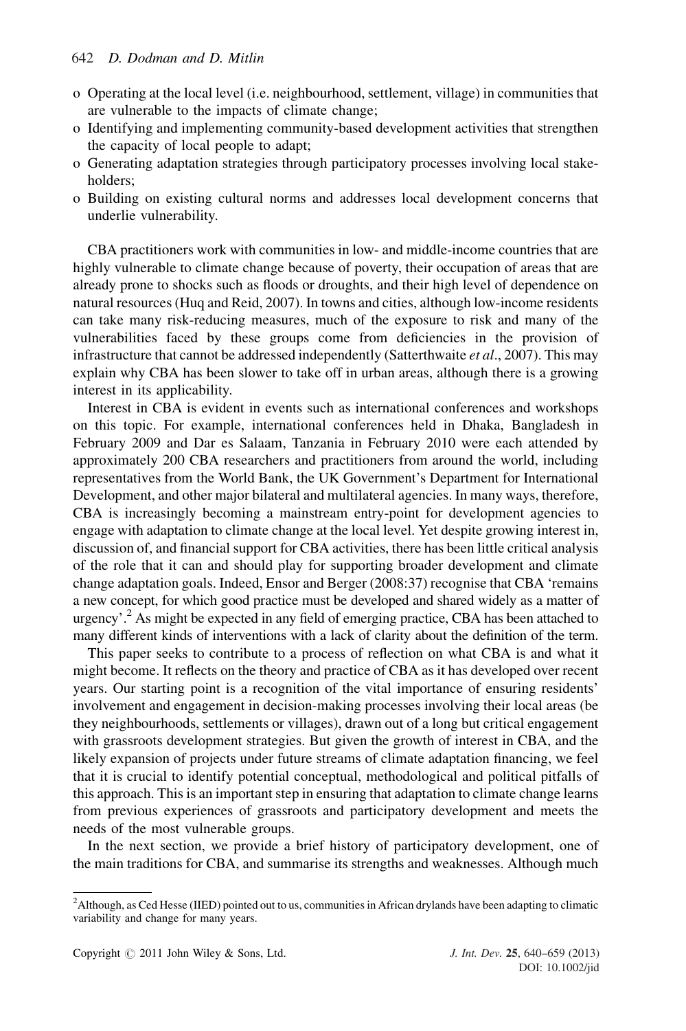- o Operating at the local level (i.e. neighbourhood, settlement, village) in communities that are vulnerable to the impacts of climate change;
- o Identifying and implementing community-based development activities that strengthen the capacity of local people to adapt;
- o Generating adaptation strategies through participatory processes involving local stakeholders;
- o Building on existing cultural norms and addresses local development concerns that underlie vulnerability.

CBA practitioners work with communities in low- and middle-income countries that are highly vulnerable to climate change because of poverty, their occupation of areas that are already prone to shocks such as floods or droughts, and their high level of dependence on natural resources (Huq and Reid, 2007). In towns and cities, although low-income residents can take many risk-reducing measures, much of the exposure to risk and many of the vulnerabilities faced by these groups come from deficiencies in the provision of infrastructure that cannot be addressed independently (Satterthwaite *et al*., 2007). This may explain why CBA has been slower to take off in urban areas, although there is a growing interest in its applicability.

Interest in CBA is evident in events such as international conferences and workshops on this topic. For example, international conferences held in Dhaka, Bangladesh in February 2009 and Dar es Salaam, Tanzania in February 2010 were each attended by approximately 200 CBA researchers and practitioners from around the world, including representatives from the World Bank, the UK Government's Department for International Development, and other major bilateral and multilateral agencies. In many ways, therefore, CBA is increasingly becoming a mainstream entry-point for development agencies to engage with adaptation to climate change at the local level. Yet despite growing interest in, discussion of, and financial support for CBA activities, there has been little critical analysis of the role that it can and should play for supporting broader development and climate change adaptation goals. Indeed, Ensor and Berger (2008:37) recognise that CBA 'remains a new concept, for which good practice must be developed and shared widely as a matter of urgency'.[2] As might be expected in any field of emerging practice, CBA has been attached to many different kinds of interventions with a lack of clarity about the definition of the term.

This paper seeks to contribute to a process of reflection on what CBA is and what it might become. It reflects on the theory and practice of CBA as it has developed over recent years. Our starting point is a recognition of the vital importance of ensuring residents' involvement and engagement in decision-making processes involving their local areas (be they neighbourhoods, settlements or villages), drawn out of a long but critical engagement with grassroots development strategies. But given the growth of interest in CBA, and the likely expansion of projects under future streams of climate adaptation financing, we feel that it is crucial to identify potential conceptual, methodological and political pitfalls of this approach. This is an important step in ensuring that adaptation to climate change learns from previous experiences of grassroots and participatory development and meets the needs of the most vulnerable groups.

In the next section, we provide a brief history of participatory development, one of the main traditions for CBA, and summarise its strengths and weaknesses. Although much

[2] Although, as Ced Hesse (IIED) pointed out to us, communities in African drylands have been adapting to climatic variability and change for many years.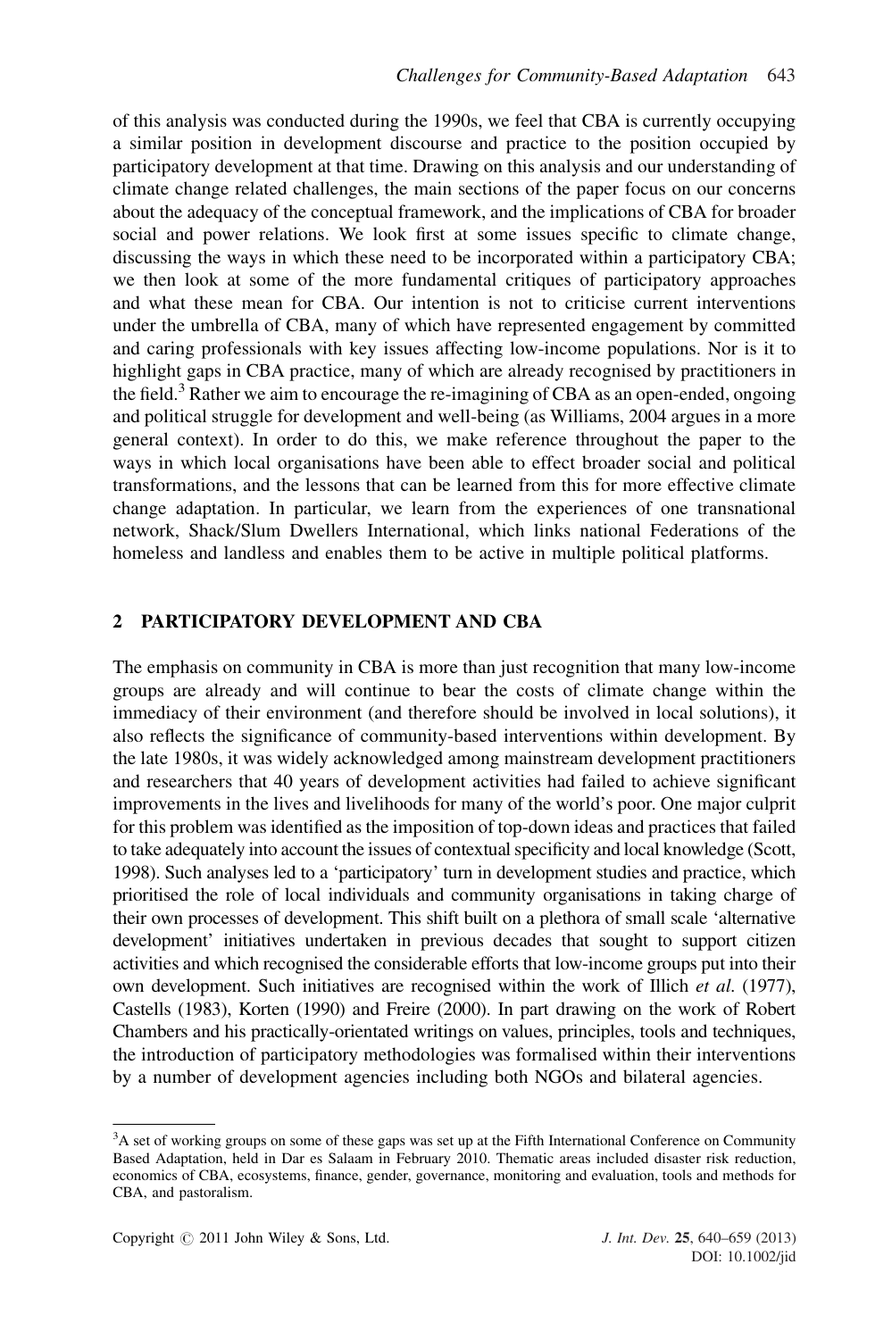of this analysis was conducted during the 1990s, we feel that CBA is currently occupying a similar position in development discourse and practice to the position occupied by participatory development at that time. Drawing on this analysis and our understanding of climate change related challenges, the main sections of the paper focus on our concerns about the adequacy of the conceptual framework, and the implications of CBA for broader social and power relations. We look first at some issues specific to climate change, discussing the ways in which these need to be incorporated within a participatory CBA; we then look at some of the more fundamental critiques of participatory approaches and what these mean for CBA. Our intention is not to criticise current interventions under the umbrella of CBA, many of which have represented engagement by committed and caring professionals with key issues affecting low-income populations. Nor is it to highlight gaps in CBA practice, many of which are already recognised by practitioners in the field.[3] Rather we aim to encourage the re-imagining of CBA as an open-ended, ongoing and political struggle for development and well-being (as Williams, 2004 argues in a more general context). In order to do this, we make reference throughout the paper to the ways in which local organisations have been able to effect broader social and political transformations, and the lessons that can be learned from this for more effective climate change adaptation. In particular, we learn from the experiences of one transnational network, Shack/Slum Dwellers International, which links national Federations of the homeless and landless and enables them to be active in multiple political platforms.

## 2 PARTICIPATORY DEVELOPMENT AND CBA

The emphasis on community in CBA is more than just recognition that many low-income groups are already and will continue to bear the costs of climate change within the immediacy of their environment (and therefore should be involved in local solutions), it also reflects the significance of community-based interventions within development. By the late 1980s, it was widely acknowledged among mainstream development practitioners and researchers that 40 years of development activities had failed to achieve significant improvements in the lives and livelihoods for many of the world's poor. One major culprit for this problem was identified as the imposition of top-down ideas and practices that failed to take adequately into account the issues of contextual specificity and local knowledge (Scott, 1998). Such analyses led to a 'participatory' turn in development studies and practice, which prioritised the role of local individuals and community organisations in taking charge of their own processes of development. This shift built on a plethora of small scale 'alternative development' initiatives undertaken in previous decades that sought to support citizen activities and which recognised the considerable efforts that low-income groups put into their own development. Such initiatives are recognised within the work of Illich *et al*. (1977), Castells (1983), Korten (1990) and Freire (2000). In part drawing on the work of Robert Chambers and his practically-orientated writings on values, principles, tools and techniques, the introduction of participatory methodologies was formalised within their interventions by a number of development agencies including both NGOs and bilateral agencies.

[3]A set of working groups on some of these gaps was set up at the Fifth International Conference on Community Based Adaptation, held in Dar es Salaam in February 2010. Thematic areas included disaster risk reduction, economics of CBA, ecosystems, finance, gender, governance, monitoring and evaluation, tools and methods for CBA, and pastoralism.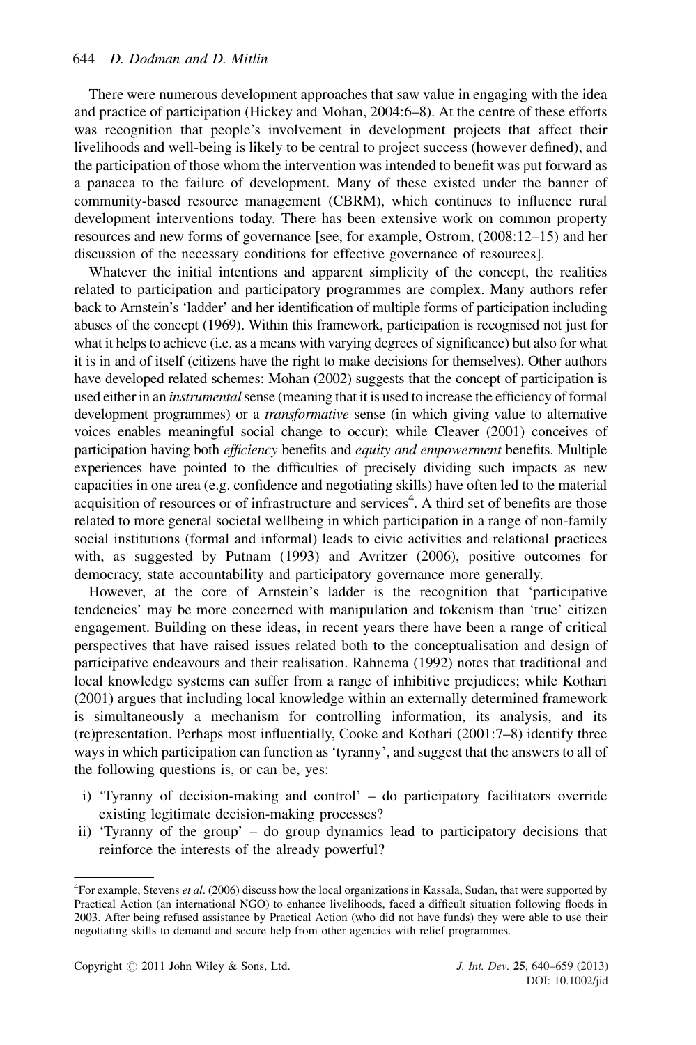There were numerous development approaches that saw value in engaging with the idea and practice of participation (Hickey and Mohan, 2004:6–8). At the centre of these efforts was recognition that people's involvement in development projects that affect their livelihoods and well-being is likely to be central to project success (however defined), and the participation of those whom the intervention was intended to benefit was put forward as a panacea to the failure of development. Many of these existed under the banner of community-based resource management (CBRM), which continues to influence rural development interventions today. There has been extensive work on common property resources and new forms of governance [see, for example, Ostrom, (2008:12–15) and her discussion of the necessary conditions for effective governance of resources].

Whatever the initial intentions and apparent simplicity of the concept, the realities related to participation and participatory programmes are complex. Many authors refer back to Arnstein's 'ladder' and her identification of multiple forms of participation including abuses of the concept (1969). Within this framework, participation is recognised not just for what it helps to achieve (i.e. as a means with varying degrees of significance) but also for what it is in and of itself (citizens have the right to make decisions for themselves). Other authors have developed related schemes: Mohan (2002) suggests that the concept of participation is used either in an *instrumental* sense (meaning that it is used to increase the efficiency of formal development programmes) or a *transformative* sense (in which giving value to alternative voices enables meaningful social change to occur); while Cleaver (2001) conceives of participation having both *efficiency* benefits and *equity and empowerment* benefits. Multiple experiences have pointed to the difficulties of precisely dividing such impacts as new capacities in one area (e.g. confidence and negotiating skills) have often led to the material acquisition of resources or of infrastructure and services[4]. A third set of benefits are those related to more general societal wellbeing in which participation in a range of non-family social institutions (formal and informal) leads to civic activities and relational practices with, as suggested by Putnam (1993) and Avritzer (2006), positive outcomes for democracy, state accountability and participatory governance more generally.

However, at the core of Arnstein's ladder is the recognition that 'participative tendencies' may be more concerned with manipulation and tokenism than 'true' citizen engagement. Building on these ideas, in recent years there have been a range of critical perspectives that have raised issues related both to the conceptualisation and design of participative endeavours and their realisation. Rahnema (1992) notes that traditional and local knowledge systems can suffer from a range of inhibitive prejudices; while Kothari (2001) argues that including local knowledge within an externally determined framework is simultaneously a mechanism for controlling information, its analysis, and its (re)presentation. Perhaps most influentially, Cooke and Kothari (2001:7–8) identify three ways in which participation can function as 'tyranny', and suggest that the answers to all of the following questions is, or can be, yes:

i) 'Tyranny of decision-making and control' – do participatory facilitators override existing legitimate decision-making processes?
ii) 'Tyranny of the group' – do group dynamics lead to participatory decisions that reinforce the interests of the already powerful?

[4]For example, Stevens *et al*. (2006) discuss how the local organizations in Kassala, Sudan, that were supported by Practical Action (an international NGO) to enhance livelihoods, faced a difficult situation following floods in 2003. After being refused assistance by Practical Action (who did not have funds) they were able to use their negotiating skills to demand and secure help from other agencies with relief programmes.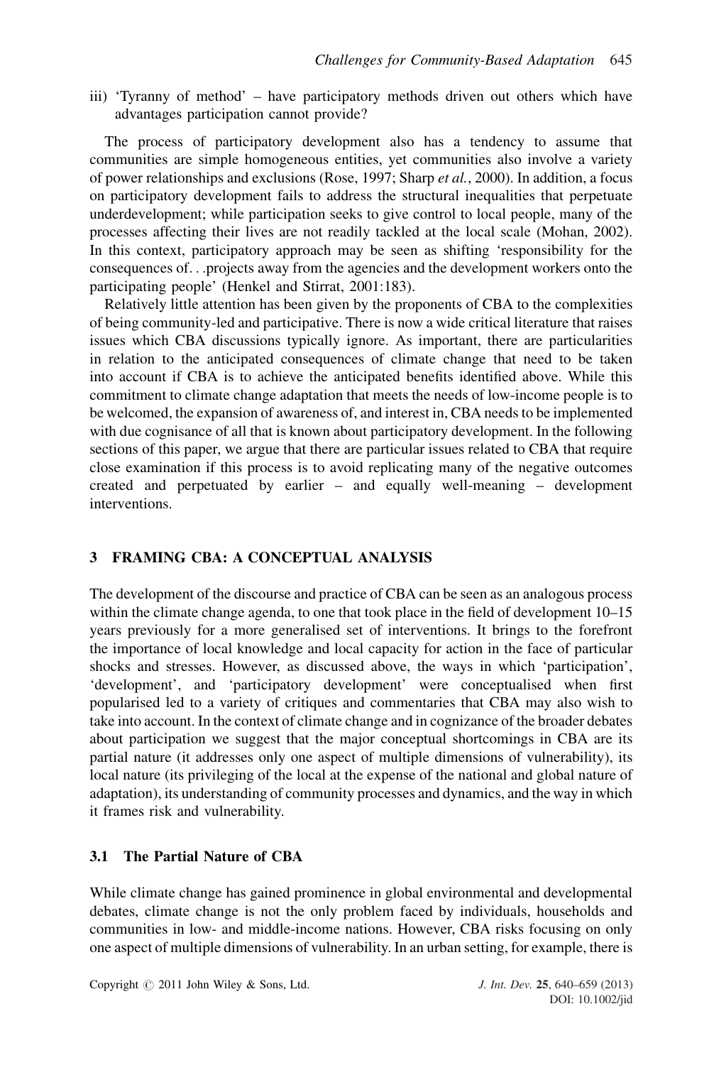iii) 'Tyranny of method' – have participatory methods driven out others which have advantages participation cannot provide?

The process of participatory development also has a tendency to assume that communities are simple homogeneous entities, yet communities also involve a variety of power relationships and exclusions (Rose, 1997; Sharp *et al.*, 2000). In addition, a focus on participatory development fails to address the structural inequalities that perpetuate underdevelopment; while participation seeks to give control to local people, many of the processes affecting their lives are not readily tackled at the local scale (Mohan, 2002). In this context, participatory approach may be seen as shifting 'responsibility for the consequences of. . .projects away from the agencies and the development workers onto the participating people' (Henkel and Stirrat, 2001:183).

Relatively little attention has been given by the proponents of CBA to the complexities of being community-led and participative. There is now a wide critical literature that raises issues which CBA discussions typically ignore. As important, there are particularities in relation to the anticipated consequences of climate change that need to be taken into account if CBA is to achieve the anticipated benefits identified above. While this commitment to climate change adaptation that meets the needs of low-income people is to be welcomed, the expansion of awareness of, and interest in, CBA needs to be implemented with due cognisance of all that is known about participatory development. In the following sections of this paper, we argue that there are particular issues related to CBA that require close examination if this process is to avoid replicating many of the negative outcomes created and perpetuated by earlier – and equally well-meaning – development interventions.

## 3 FRAMING CBA: A CONCEPTUAL ANALYSIS

The development of the discourse and practice of CBA can be seen as an analogous process within the climate change agenda, to one that took place in the field of development 10–15 years previously for a more generalised set of interventions. It brings to the forefront the importance of local knowledge and local capacity for action in the face of particular shocks and stresses. However, as discussed above, the ways in which 'participation', 'development', and 'participatory development' were conceptualised when first popularised led to a variety of critiques and commentaries that CBA may also wish to take into account. In the context of climate change and in cognizance of the broader debates about participation we suggest that the major conceptual shortcomings in CBA are its partial nature (it addresses only one aspect of multiple dimensions of vulnerability), its local nature (its privileging of the local at the expense of the national and global nature of adaptation), its understanding of community processes and dynamics, and the way in which it frames risk and vulnerability.

### 3.1 The Partial Nature of CBA

While climate change has gained prominence in global environmental and developmental debates, climate change is not the only problem faced by individuals, households and communities in low- and middle-income nations. However, CBA risks focusing on only one aspect of multiple dimensions of vulnerability. In an urban setting, for example, there is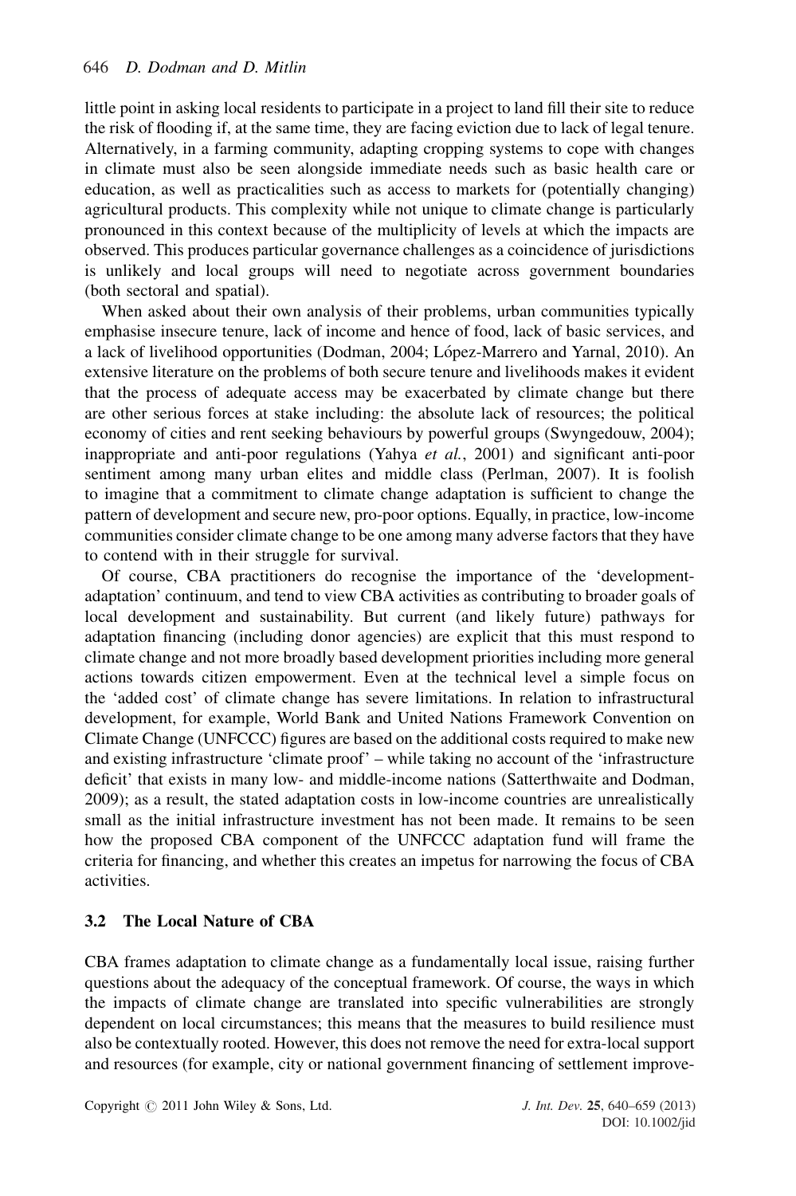little point in asking local residents to participate in a project to land fill their site to reduce the risk of flooding if, at the same time, they are facing eviction due to lack of legal tenure. Alternatively, in a farming community, adapting cropping systems to cope with changes in climate must also be seen alongside immediate needs such as basic health care or education, as well as practicalities such as access to markets for (potentially changing) agricultural products. This complexity while not unique to climate change is particularly pronounced in this context because of the multiplicity of levels at which the impacts are observed. This produces particular governance challenges as a coincidence of jurisdictions is unlikely and local groups will need to negotiate across government boundaries (both sectoral and spatial).

When asked about their own analysis of their problems, urban communities typically emphasise insecure tenure, lack of income and hence of food, lack of basic services, and a lack of livelihood opportunities (Dodman, 2004; López-Marrero and Yarnal, 2010). An extensive literature on the problems of both secure tenure and livelihoods makes it evident that the process of adequate access may be exacerbated by climate change but there are other serious forces at stake including: the absolute lack of resources; the political economy of cities and rent seeking behaviours by powerful groups (Swyngedouw, 2004); inappropriate and anti-poor regulations (Yahya *et al.*, 2001) and significant anti-poor sentiment among many urban elites and middle class (Perlman, 2007). It is foolish to imagine that a commitment to climate change adaptation is sufficient to change the pattern of development and secure new, pro-poor options. Equally, in practice, low-income communities consider climate change to be one among many adverse factors that they have to contend with in their struggle for survival.

Of course, CBA practitioners do recognise the importance of the 'development-adaptation' continuum, and tend to view CBA activities as contributing to broader goals of local development and sustainability. But current (and likely future) pathways for adaptation financing (including donor agencies) are explicit that this must respond to climate change and not more broadly based development priorities including more general actions towards citizen empowerment. Even at the technical level a simple focus on the 'added cost' of climate change has severe limitations. In relation to infrastructural development, for example, World Bank and United Nations Framework Convention on Climate Change (UNFCCC) figures are based on the additional costs required to make new and existing infrastructure 'climate proof' – while taking no account of the 'infrastructure deficit' that exists in many low- and middle-income nations (Satterthwaite and Dodman, 2009); as a result, the stated adaptation costs in low-income countries are unrealistically small as the initial infrastructure investment has not been made. It remains to be seen how the proposed CBA component of the UNFCCC adaptation fund will frame the criteria for financing, and whether this creates an impetus for narrowing the focus of CBA activities.

### 3.2 The Local Nature of CBA

CBA frames adaptation to climate change as a fundamentally local issue, raising further questions about the adequacy of the conceptual framework. Of course, the ways in which the impacts of climate change are translated into specific vulnerabilities are strongly dependent on local circumstances; this means that the measures to build resilience must also be contextually rooted. However, this does not remove the need for extra-local support and resources (for example, city or national government financing of settlement improve-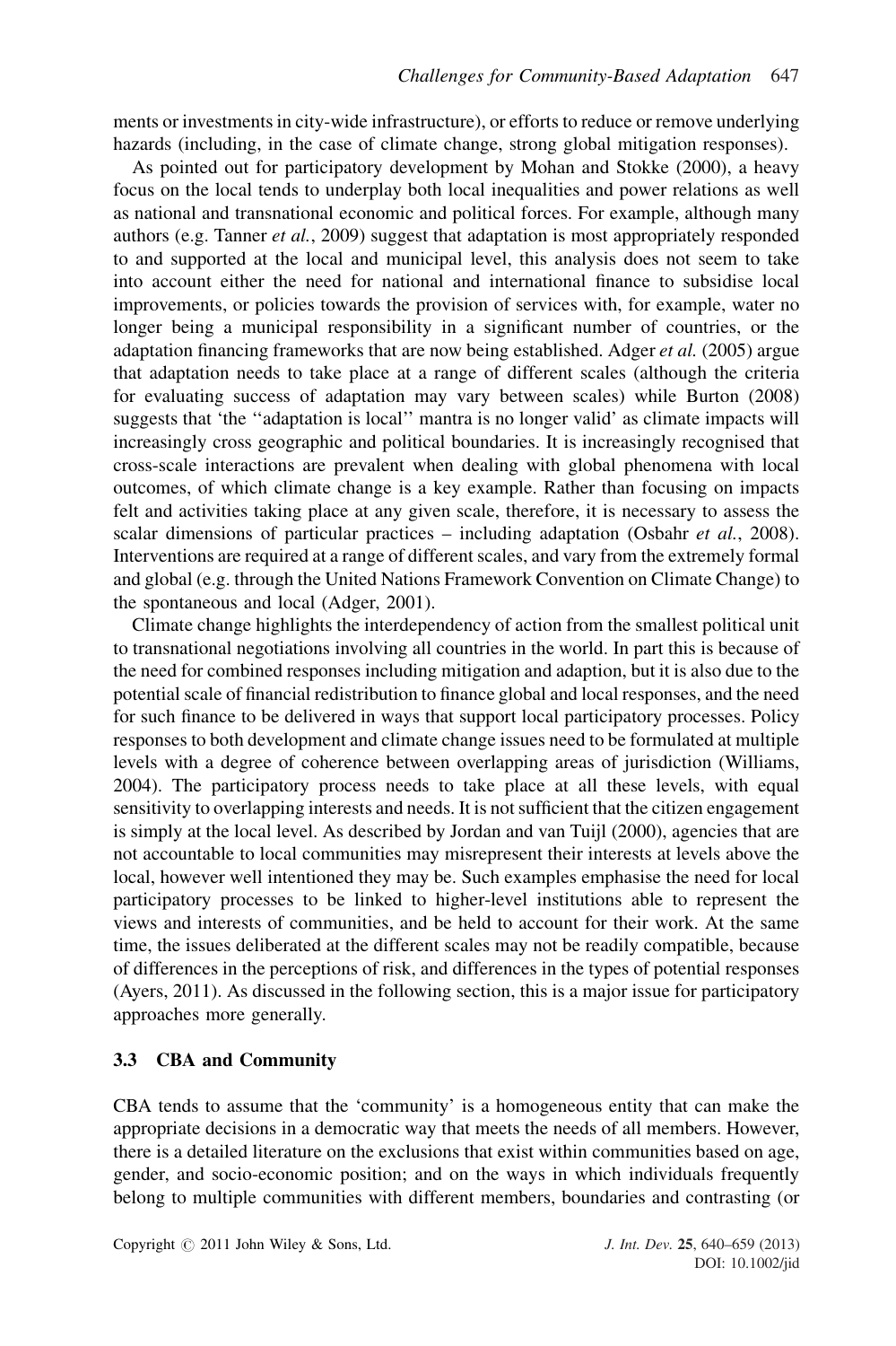ments or investments in city-wide infrastructure), or efforts to reduce or remove underlying hazards (including, in the case of climate change, strong global mitigation responses).

As pointed out for participatory development by Mohan and Stokke (2000), a heavy focus on the local tends to underplay both local inequalities and power relations as well as national and transnational economic and political forces. For example, although many authors (e.g. Tanner *et al.*, 2009) suggest that adaptation is most appropriately responded to and supported at the local and municipal level, this analysis does not seem to take into account either the need for national and international finance to subsidise local improvements, or policies towards the provision of services with, for example, water no longer being a municipal responsibility in a significant number of countries, or the adaptation financing frameworks that are now being established. Adger *et al.* (2005) argue that adaptation needs to take place at a range of different scales (although the criteria for evaluating success of adaptation may vary between scales) while Burton (2008) suggests that 'the ''adaptation is local'' mantra is no longer valid' as climate impacts will increasingly cross geographic and political boundaries. It is increasingly recognised that cross-scale interactions are prevalent when dealing with global phenomena with local outcomes, of which climate change is a key example. Rather than focusing on impacts felt and activities taking place at any given scale, therefore, it is necessary to assess the scalar dimensions of particular practices – including adaptation (Osbahr *et al.*, 2008). Interventions are required at a range of different scales, and vary from the extremely formal and global (e.g. through the United Nations Framework Convention on Climate Change) to the spontaneous and local (Adger, 2001).

Climate change highlights the interdependency of action from the smallest political unit to transnational negotiations involving all countries in the world. In part this is because of the need for combined responses including mitigation and adaption, but it is also due to the potential scale of financial redistribution to finance global and local responses, and the need for such finance to be delivered in ways that support local participatory processes. Policy responses to both development and climate change issues need to be formulated at multiple levels with a degree of coherence between overlapping areas of jurisdiction (Williams, 2004). The participatory process needs to take place at all these levels, with equal sensitivity to overlapping interests and needs. It is not sufficient that the citizen engagement is simply at the local level. As described by Jordan and van Tuijl (2000), agencies that are not accountable to local communities may misrepresent their interests at levels above the local, however well intentioned they may be. Such examples emphasise the need for local participatory processes to be linked to higher-level institutions able to represent the views and interests of communities, and be held to account for their work. At the same time, the issues deliberated at the different scales may not be readily compatible, because of differences in the perceptions of risk, and differences in the types of potential responses (Ayers, 2011). As discussed in the following section, this is a major issue for participatory approaches more generally.

### 3.3 CBA and Community

CBA tends to assume that the 'community' is a homogeneous entity that can make the appropriate decisions in a democratic way that meets the needs of all members. However, there is a detailed literature on the exclusions that exist within communities based on age, gender, and socio-economic position; and on the ways in which individuals frequently belong to multiple communities with different members, boundaries and contrasting (or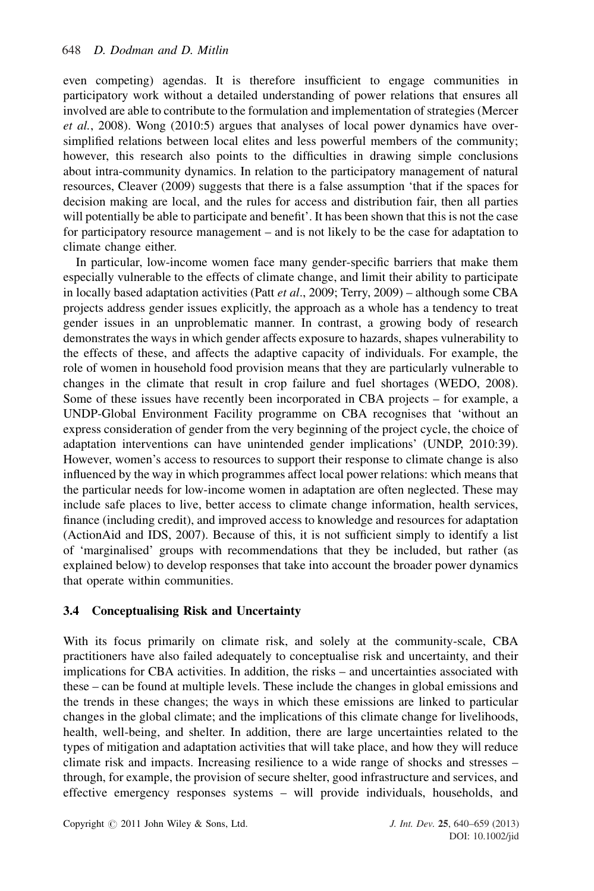even competing) agendas. It is therefore insufficient to engage communities in participatory work without a detailed understanding of power relations that ensures all involved are able to contribute to the formulation and implementation of strategies (Mercer *et al.*, 2008). Wong (2010:5) argues that analyses of local power dynamics have over-simplified relations between local elites and less powerful members of the community; however, this research also points to the difficulties in drawing simple conclusions about intra-community dynamics. In relation to the participatory management of natural resources, Cleaver (2009) suggests that there is a false assumption 'that if the spaces for decision making are local, and the rules for access and distribution fair, then all parties will potentially be able to participate and benefit'. It has been shown that this is not the case for participatory resource management – and is not likely to be the case for adaptation to climate change either.

In particular, low-income women face many gender-specific barriers that make them especially vulnerable to the effects of climate change, and limit their ability to participate in locally based adaptation activities (Patt *et al.*, 2009; Terry, 2009) – although some CBA projects address gender issues explicitly, the approach as a whole has a tendency to treat gender issues in an unproblematic manner. In contrast, a growing body of research demonstrates the ways in which gender affects exposure to hazards, shapes vulnerability to the effects of these, and affects the adaptive capacity of individuals. For example, the role of women in household food provision means that they are particularly vulnerable to changes in the climate that result in crop failure and fuel shortages (WEDO, 2008). Some of these issues have recently been incorporated in CBA projects – for example, a UNDP-Global Environment Facility programme on CBA recognises that 'without an express consideration of gender from the very beginning of the project cycle, the choice of adaptation interventions can have unintended gender implications' (UNDP, 2010:39). However, women's access to resources to support their response to climate change is also influenced by the way in which programmes affect local power relations: which means that the particular needs for low-income women in adaptation are often neglected. These may include safe places to live, better access to climate change information, health services, finance (including credit), and improved access to knowledge and resources for adaptation (ActionAid and IDS, 2007). Because of this, it is not sufficient simply to identify a list of 'marginalised' groups with recommendations that they be included, but rather (as explained below) to develop responses that take into account the broader power dynamics that operate within communities.

### 3.4 Conceptualising Risk and Uncertainty

With its focus primarily on climate risk, and solely at the community-scale, CBA practitioners have also failed adequately to conceptualise risk and uncertainty, and their implications for CBA activities. In addition, the risks – and uncertainties associated with these – can be found at multiple levels. These include the changes in global emissions and the trends in these changes; the ways in which these emissions are linked to particular changes in the global climate; and the implications of this climate change for livelihoods, health, well-being, and shelter. In addition, there are large uncertainties related to the types of mitigation and adaptation activities that will take place, and how they will reduce climate risk and impacts. Increasing resilience to a wide range of shocks and stresses – through, for example, the provision of secure shelter, good infrastructure and services, and effective emergency responses systems – will provide individuals, households, and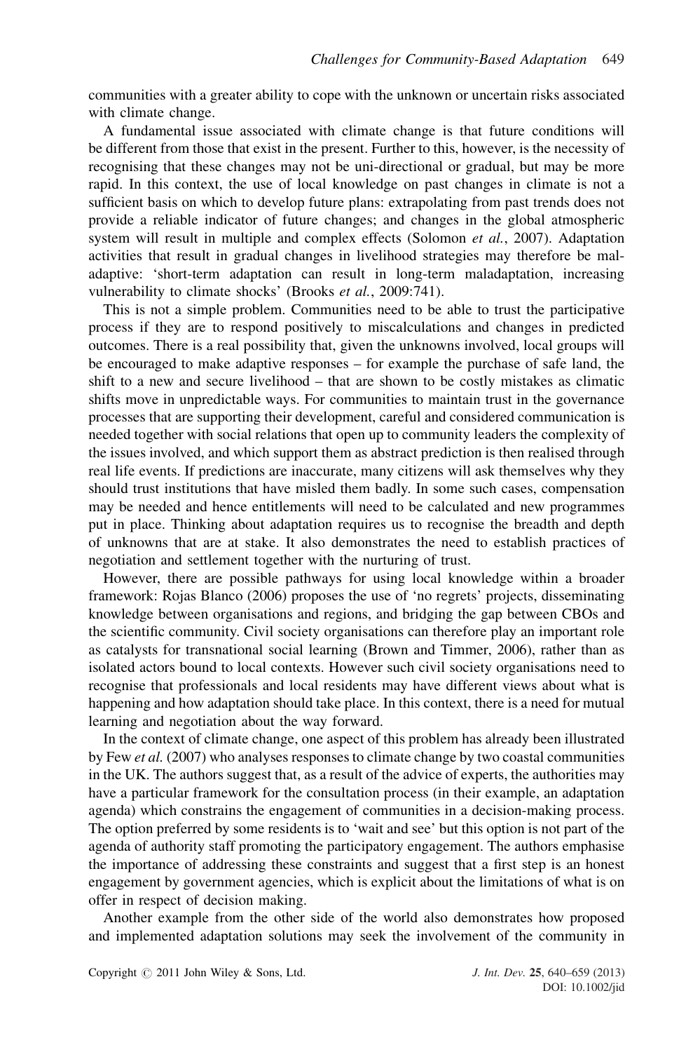communities with a greater ability to cope with the unknown or uncertain risks associated with climate change.

A fundamental issue associated with climate change is that future conditions will be different from those that exist in the present. Further to this, however, is the necessity of recognising that these changes may not be uni-directional or gradual, but may be more rapid. In this context, the use of local knowledge on past changes in climate is not a sufficient basis on which to develop future plans: extrapolating from past trends does not provide a reliable indicator of future changes; and changes in the global atmospheric system will result in multiple and complex effects (Solomon *et al.*, 2007). Adaptation activities that result in gradual changes in livelihood strategies may therefore be maladaptive: 'short-term adaptation can result in long-term maladaptation, increasing vulnerability to climate shocks' (Brooks *et al.*, 2009:741).

This is not a simple problem. Communities need to be able to trust the participative process if they are to respond positively to miscalculations and changes in predicted outcomes. There is a real possibility that, given the unknowns involved, local groups will be encouraged to make adaptive responses – for example the purchase of safe land, the shift to a new and secure livelihood – that are shown to be costly mistakes as climatic shifts move in unpredictable ways. For communities to maintain trust in the governance processes that are supporting their development, careful and considered communication is needed together with social relations that open up to community leaders the complexity of the issues involved, and which support them as abstract prediction is then realised through real life events. If predictions are inaccurate, many citizens will ask themselves why they should trust institutions that have misled them badly. In some such cases, compensation may be needed and hence entitlements will need to be calculated and new programmes put in place. Thinking about adaptation requires us to recognise the breadth and depth of unknowns that are at stake. It also demonstrates the need to establish practices of negotiation and settlement together with the nurturing of trust.

However, there are possible pathways for using local knowledge within a broader framework: Rojas Blanco (2006) proposes the use of 'no regrets' projects, disseminating knowledge between organisations and regions, and bridging the gap between CBOs and the scientific community. Civil society organisations can therefore play an important role as catalysts for transnational social learning (Brown and Timmer, 2006), rather than as isolated actors bound to local contexts. However such civil society organisations need to recognise that professionals and local residents may have different views about what is happening and how adaptation should take place. In this context, there is a need for mutual learning and negotiation about the way forward.

In the context of climate change, one aspect of this problem has already been illustrated by Few *et al.* (2007) who analyses responses to climate change by two coastal communities in the UK. The authors suggest that, as a result of the advice of experts, the authorities may have a particular framework for the consultation process (in their example, an adaptation agenda) which constrains the engagement of communities in a decision-making process. The option preferred by some residents is to 'wait and see' but this option is not part of the agenda of authority staff promoting the participatory engagement. The authors emphasise the importance of addressing these constraints and suggest that a first step is an honest engagement by government agencies, which is explicit about the limitations of what is on offer in respect of decision making.

Another example from the other side of the world also demonstrates how proposed and implemented adaptation solutions may seek the involvement of the community in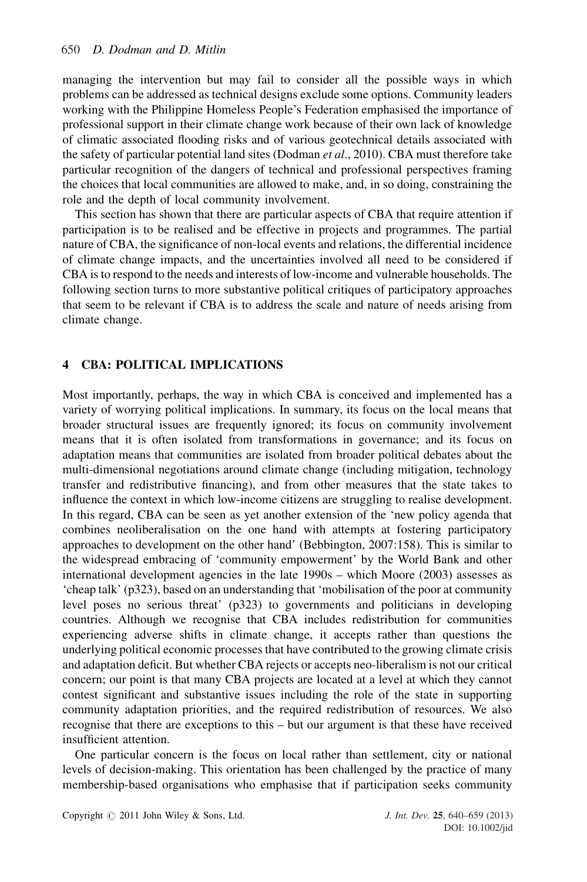managing the intervention but may fail to consider all the possible ways in which problems can be addressed as technical designs exclude some options. Community leaders working with the Philippine Homeless People's Federation emphasised the importance of professional support in their climate change work because of their own lack of knowledge of climatic associated flooding risks and of various geotechnical details associated with the safety of particular potential land sites (Dodman *et al*., 2010). CBA must therefore take particular recognition of the dangers of technical and professional perspectives framing the choices that local communities are allowed to make, and, in so doing, constraining the role and the depth of local community involvement.

This section has shown that there are particular aspects of CBA that require attention if participation is to be realised and be effective in projects and programmes. The partial nature of CBA, the significance of non-local events and relations, the differential incidence of climate change impacts, and the uncertainties involved all need to be considered if CBA is to respond to the needs and interests of low-income and vulnerable households. The following section turns to more substantive political critiques of participatory approaches that seem to be relevant if CBA is to address the scale and nature of needs arising from climate change.

## 4 CBA: POLITICAL IMPLICATIONS

Most importantly, perhaps, the way in which CBA is conceived and implemented has a variety of worrying political implications. In summary, its focus on the local means that broader structural issues are frequently ignored; its focus on community involvement means that it is often isolated from transformations in governance; and its focus on adaptation means that communities are isolated from broader political debates about the multi-dimensional negotiations around climate change (including mitigation, technology transfer and redistributive financing), and from other measures that the state takes to influence the context in which low-income citizens are struggling to realise development. In this regard, CBA can be seen as yet another extension of the 'new policy agenda that combines neoliberalisation on the one hand with attempts at fostering participatory approaches to development on the other hand' (Bebbington, 2007:158). This is similar to the widespread embracing of 'community empowerment' by the World Bank and other international development agencies in the late 1990s – which Moore (2003) assesses as 'cheap talk' (p323), based on an understanding that 'mobilisation of the poor at community level poses no serious threat' (p323) to governments and politicians in developing countries. Although we recognise that CBA includes redistribution for communities experiencing adverse shifts in climate change, it accepts rather than questions the underlying political economic processes that have contributed to the growing climate crisis and adaptation deficit. But whether CBA rejects or accepts neo-liberalism is not our critical concern; our point is that many CBA projects are located at a level at which they cannot contest significant and substantive issues including the role of the state in supporting community adaptation priorities, and the required redistribution of resources. We also recognise that there are exceptions to this – but our argument is that these have received insufficient attention.

One particular concern is the focus on local rather than settlement, city or national levels of decision-making. This orientation has been challenged by the practice of many membership-based organisations who emphasise that if participation seeks community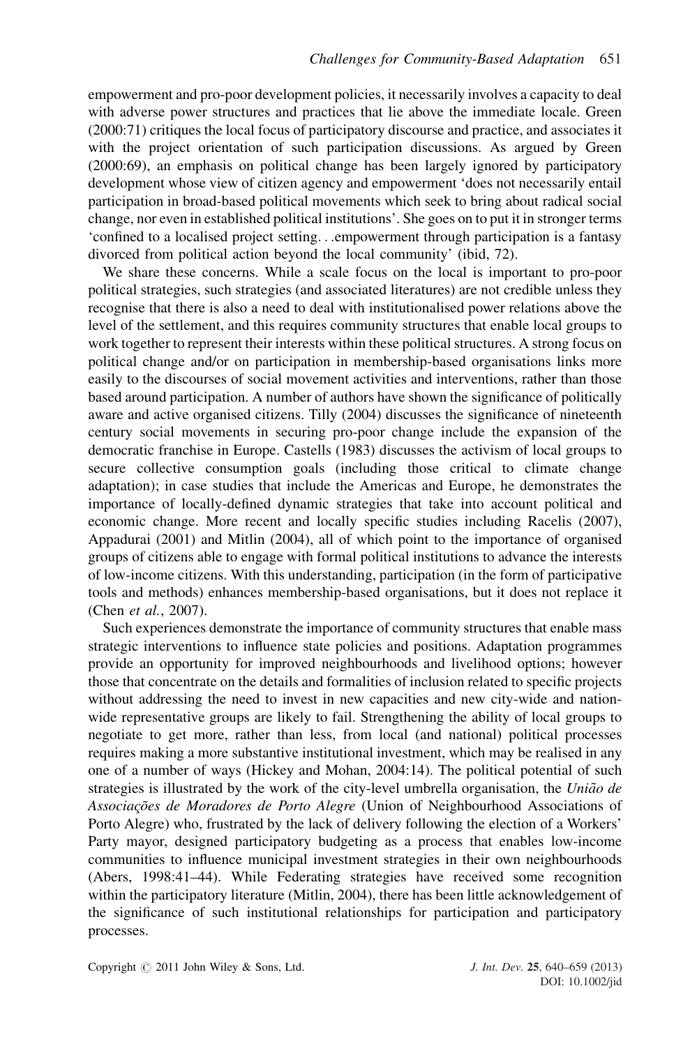empowerment and pro-poor development policies, it necessarily involves a capacity to deal with adverse power structures and practices that lie above the immediate locale. Green (2000:71) critiques the local focus of participatory discourse and practice, and associates it with the project orientation of such participation discussions. As argued by Green (2000:69), an emphasis on political change has been largely ignored by participatory development whose view of citizen agency and empowerment 'does not necessarily entail participation in broad-based political movements which seek to bring about radical social change, nor even in established political institutions'. She goes on to put it in stronger terms 'confined to a localised project setting. . .empowerment through participation is a fantasy divorced from political action beyond the local community' (ibid, 72).

We share these concerns. While a scale focus on the local is important to pro-poor political strategies, such strategies (and associated literatures) are not credible unless they recognise that there is also a need to deal with institutionalised power relations above the level of the settlement, and this requires community structures that enable local groups to work together to represent their interests within these political structures. A strong focus on political change and/or on participation in membership-based organisations links more easily to the discourses of social movement activities and interventions, rather than those based around participation. A number of authors have shown the significance of politically aware and active organised citizens. Tilly (2004) discusses the significance of nineteenth century social movements in securing pro-poor change include the expansion of the democratic franchise in Europe. Castells (1983) discusses the activism of local groups to secure collective consumption goals (including those critical to climate change adaptation); in case studies that include the Americas and Europe, he demonstrates the importance of locally-defined dynamic strategies that take into account political and economic change. More recent and locally specific studies including Racelis (2007), Appadurai (2001) and Mitlin (2004), all of which point to the importance of organised groups of citizens able to engage with formal political institutions to advance the interests of low-income citizens. With this understanding, participation (in the form of participative tools and methods) enhances membership-based organisations, but it does not replace it (Chen *et al.*, 2007).

Such experiences demonstrate the importance of community structures that enable mass strategic interventions to influence state policies and positions. Adaptation programmes provide an opportunity for improved neighbourhoods and livelihood options; however those that concentrate on the details and formalities of inclusion related to specific projects without addressing the need to invest in new capacities and new city-wide and nation-wide representative groups are likely to fail. Strengthening the ability of local groups to negotiate to get more, rather than less, from local (and national) political processes requires making a more substantive institutional investment, which may be realised in any one of a number of ways (Hickey and Mohan, 2004:14). The political potential of such strategies is illustrated by the work of the city-level umbrella organisation, the *União de Associações de Moradores de Porto Alegre* (Union of Neighbourhood Associations of Porto Alegre) who, frustrated by the lack of delivery following the election of a Workers' Party mayor, designed participatory budgeting as a process that enables low-income communities to influence municipal investment strategies in their own neighbourhoods (Abers, 1998:41–44). While Federating strategies have received some recognition within the participatory literature (Mitlin, 2004), there has been little acknowledgement of the significance of such institutional relationships for participation and participatory processes.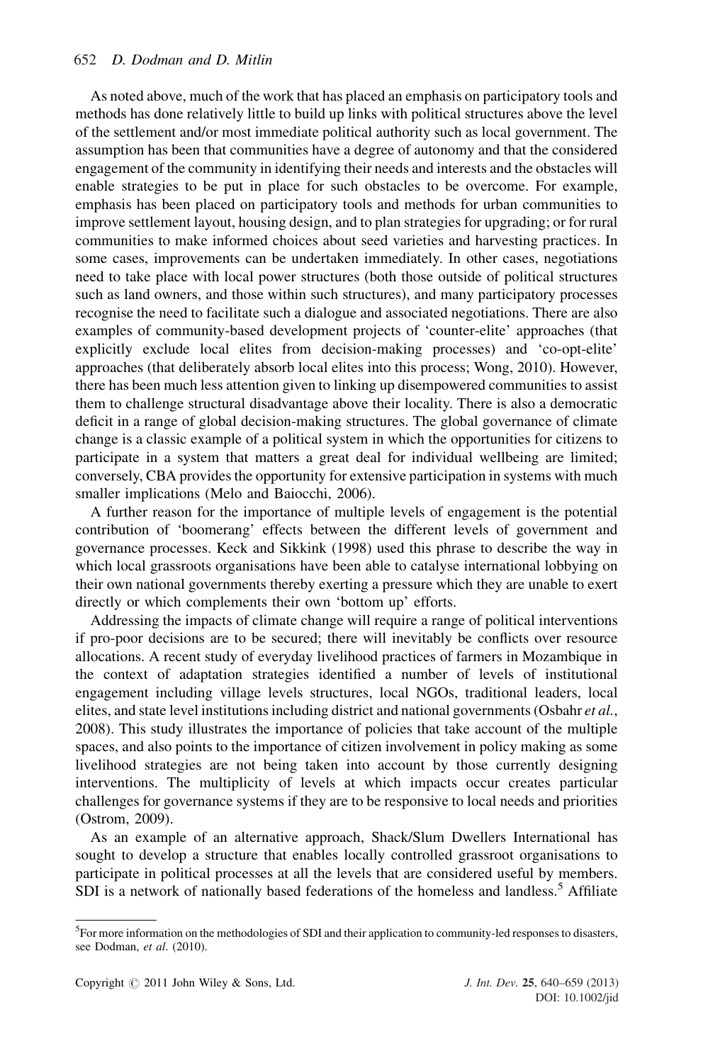As noted above, much of the work that has placed an emphasis on participatory tools and methods has done relatively little to build up links with political structures above the level of the settlement and/or most immediate political authority such as local government. The assumption has been that communities have a degree of autonomy and that the considered engagement of the community in identifying their needs and interests and the obstacles will enable strategies to be put in place for such obstacles to be overcome. For example, emphasis has been placed on participatory tools and methods for urban communities to improve settlement layout, housing design, and to plan strategies for upgrading; or for rural communities to make informed choices about seed varieties and harvesting practices. In some cases, improvements can be undertaken immediately. In other cases, negotiations need to take place with local power structures (both those outside of political structures such as land owners, and those within such structures), and many participatory processes recognise the need to facilitate such a dialogue and associated negotiations. There are also examples of community-based development projects of 'counter-elite' approaches (that explicitly exclude local elites from decision-making processes) and 'co-opt-elite' approaches (that deliberately absorb local elites into this process; Wong, 2010). However, there has been much less attention given to linking up disempowered communities to assist them to challenge structural disadvantage above their locality. There is also a democratic deficit in a range of global decision-making structures. The global governance of climate change is a classic example of a political system in which the opportunities for citizens to participate in a system that matters a great deal for individual wellbeing are limited; conversely, CBA provides the opportunity for extensive participation in systems with much smaller implications (Melo and Baiocchi, 2006).

A further reason for the importance of multiple levels of engagement is the potential contribution of 'boomerang' effects between the different levels of government and governance processes. Keck and Sikkink (1998) used this phrase to describe the way in which local grassroots organisations have been able to catalyse international lobbying on their own national governments thereby exerting a pressure which they are unable to exert directly or which complements their own 'bottom up' efforts.

Addressing the impacts of climate change will require a range of political interventions if pro-poor decisions are to be secured; there will inevitably be conflicts over resource allocations. A recent study of everyday livelihood practices of farmers in Mozambique in the context of adaptation strategies identified a number of levels of institutional engagement including village levels structures, local NGOs, traditional leaders, local elites, and state level institutions including district and national governments (Osbahr *et al.*, 2008). This study illustrates the importance of policies that take account of the multiple spaces, and also points to the importance of citizen involvement in policy making as some livelihood strategies are not being taken into account by those currently designing interventions. The multiplicity of levels at which impacts occur creates particular challenges for governance systems if they are to be responsive to local needs and priorities (Ostrom, 2009).

As an example of an alternative approach, Shack/Slum Dwellers International has sought to develop a structure that enables locally controlled grassroot organisations to participate in political processes at all the levels that are considered useful by members. SDI is a network of nationally based federations of the homeless and landless.[5] Affiliate

[5]For more information on the methodologies of SDI and their application to community-led responses to disasters, see Dodman, *et al.* (2010).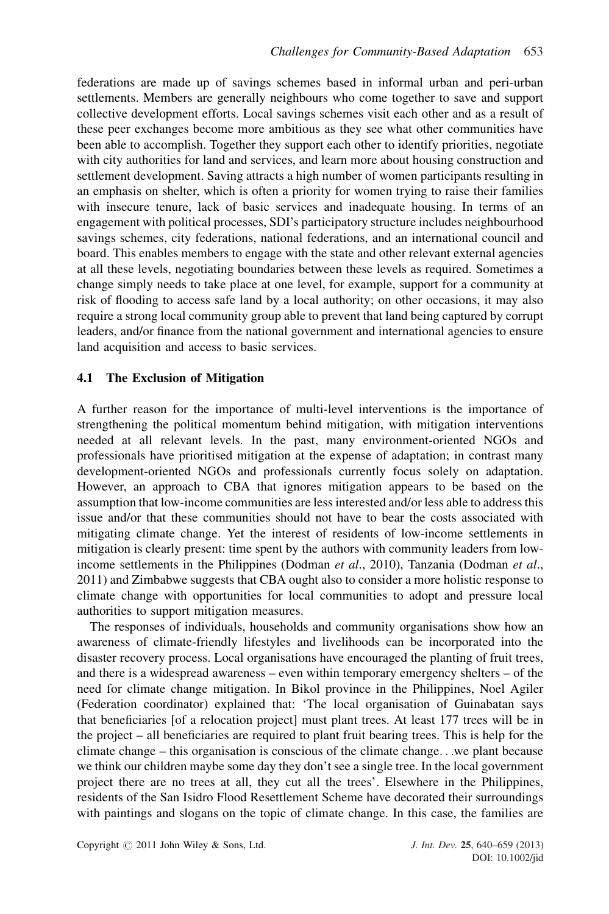federations are made up of savings schemes based in informal urban and peri-urban settlements. Members are generally neighbours who come together to save and support collective development efforts. Local savings schemes visit each other and as a result of these peer exchanges become more ambitious as they see what other communities have been able to accomplish. Together they support each other to identify priorities, negotiate with city authorities for land and services, and learn more about housing construction and settlement development. Saving attracts a high number of women participants resulting in an emphasis on shelter, which is often a priority for women trying to raise their families with insecure tenure, lack of basic services and inadequate housing. In terms of an engagement with political processes, SDI's participatory structure includes neighbourhood savings schemes, city federations, national federations, and an international council and board. This enables members to engage with the state and other relevant external agencies at all these levels, negotiating boundaries between these levels as required. Sometimes a change simply needs to take place at one level, for example, support for a community at risk of flooding to access safe land by a local authority; on other occasions, it may also require a strong local community group able to prevent that land being captured by corrupt leaders, and/or finance from the national government and international agencies to ensure land acquisition and access to basic services.

### 4.1 The Exclusion of Mitigation

A further reason for the importance of multi-level interventions is the importance of strengthening the political momentum behind mitigation, with mitigation interventions needed at all relevant levels. In the past, many environment-oriented NGOs and professionals have prioritised mitigation at the expense of adaptation; in contrast many development-oriented NGOs and professionals currently focus solely on adaptation. However, an approach to CBA that ignores mitigation appears to be based on the assumption that low-income communities are less interested and/or less able to address this issue and/or that these communities should not have to bear the costs associated with mitigating climate change. Yet the interest of residents of low-income settlements in mitigation is clearly present: time spent by the authors with community leaders from low-income settlements in the Philippines (Dodman *et al*., 2010), Tanzania (Dodman *et al*., 2011) and Zimbabwe suggests that CBA ought also to consider a more holistic response to climate change with opportunities for local communities to adopt and pressure local authorities to support mitigation measures.

The responses of individuals, households and community organisations show how an awareness of climate-friendly lifestyles and livelihoods can be incorporated into the disaster recovery process. Local organisations have encouraged the planting of fruit trees, and there is a widespread awareness – even within temporary emergency shelters – of the need for climate change mitigation. In Bikol province in the Philippines, Noel Agiler (Federation coordinator) explained that: 'The local organisation of Guinabatan says that beneficiaries [of a relocation project] must plant trees. At least 177 trees will be in the project – all beneficiaries are required to plant fruit bearing trees. This is help for the climate change – this organisation is conscious of the climate change. . .we plant because we think our children maybe some day they don't see a single tree. In the local government project there are no trees at all, they cut all the trees'. Elsewhere in the Philippines, residents of the San Isidro Flood Resettlement Scheme have decorated their surroundings with paintings and slogans on the topic of climate change. In this case, the families are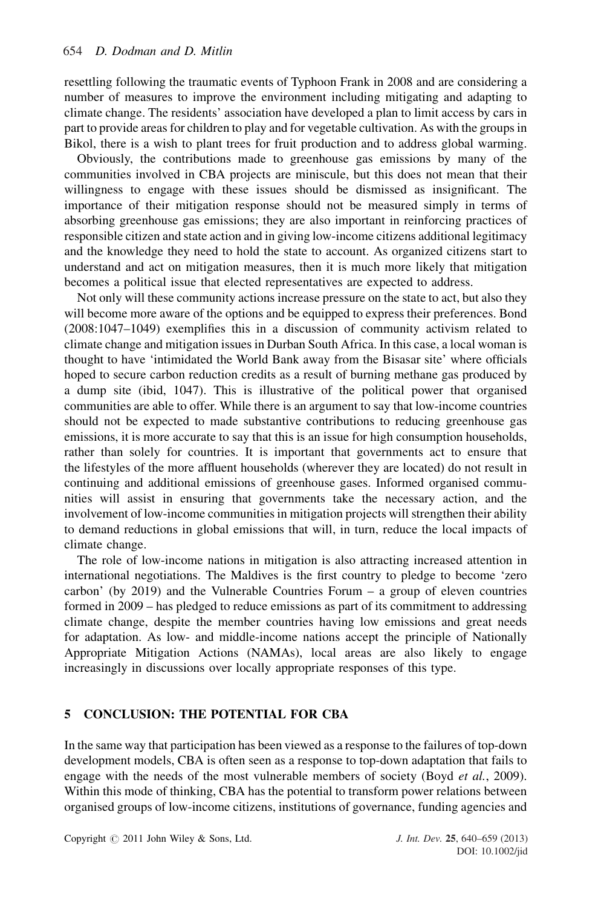resettling following the traumatic events of Typhoon Frank in 2008 and are considering a number of measures to improve the environment including mitigating and adapting to climate change. The residents' association have developed a plan to limit access by cars in part to provide areas for children to play and for vegetable cultivation. As with the groups in Bikol, there is a wish to plant trees for fruit production and to address global warming.

Obviously, the contributions made to greenhouse gas emissions by many of the communities involved in CBA projects are miniscule, but this does not mean that their willingness to engage with these issues should be dismissed as insignificant. The importance of their mitigation response should not be measured simply in terms of absorbing greenhouse gas emissions; they are also important in reinforcing practices of responsible citizen and state action and in giving low-income citizens additional legitimacy and the knowledge they need to hold the state to account. As organized citizens start to understand and act on mitigation measures, then it is much more likely that mitigation becomes a political issue that elected representatives are expected to address.

Not only will these community actions increase pressure on the state to act, but also they will become more aware of the options and be equipped to express their preferences. Bond (2008:1047–1049) exemplifies this in a discussion of community activism related to climate change and mitigation issues in Durban South Africa. In this case, a local woman is thought to have 'intimidated the World Bank away from the Bisasar site' where officials hoped to secure carbon reduction credits as a result of burning methane gas produced by a dump site (ibid, 1047). This is illustrative of the political power that organised communities are able to offer. While there is an argument to say that low-income countries should not be expected to made substantive contributions to reducing greenhouse gas emissions, it is more accurate to say that this is an issue for high consumption households, rather than solely for countries. It is important that governments act to ensure that the lifestyles of the more affluent households (wherever they are located) do not result in continuing and additional emissions of greenhouse gases. Informed organised communities will assist in ensuring that governments take the necessary action, and the involvement of low-income communities in mitigation projects will strengthen their ability to demand reductions in global emissions that will, in turn, reduce the local impacts of climate change.

The role of low-income nations in mitigation is also attracting increased attention in international negotiations. The Maldives is the first country to pledge to become 'zero carbon' (by 2019) and the Vulnerable Countries Forum – a group of eleven countries formed in 2009 – has pledged to reduce emissions as part of its commitment to addressing climate change, despite the member countries having low emissions and great needs for adaptation. As low- and middle-income nations accept the principle of Nationally Appropriate Mitigation Actions (NAMAs), local areas are also likely to engage increasingly in discussions over locally appropriate responses of this type.

## 5 CONCLUSION: THE POTENTIAL FOR CBA

In the same way that participation has been viewed as a response to the failures of top-down development models, CBA is often seen as a response to top-down adaptation that fails to engage with the needs of the most vulnerable members of society (Boyd *et al.*, 2009). Within this mode of thinking, CBA has the potential to transform power relations between organised groups of low-income citizens, institutions of governance, funding agencies and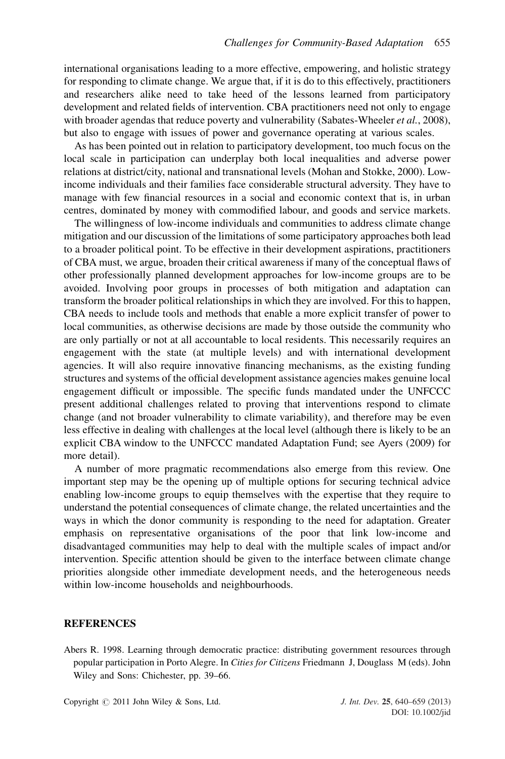international organisations leading to a more effective, empowering, and holistic strategy for responding to climate change. We argue that, if it is do to this effectively, practitioners and researchers alike need to take heed of the lessons learned from participatory development and related fields of intervention. CBA practitioners need not only to engage with broader agendas that reduce poverty and vulnerability (Sabates-Wheeler *et al.*, 2008), but also to engage with issues of power and governance operating at various scales.

As has been pointed out in relation to participatory development, too much focus on the local scale in participation can underplay both local inequalities and adverse power relations at district/city, national and transnational levels (Mohan and Stokke, 2000). Low-income individuals and their families face considerable structural adversity. They have to manage with few financial resources in a social and economic context that is, in urban centres, dominated by money with commodified labour, and goods and service markets.

The willingness of low-income individuals and communities to address climate change mitigation and our discussion of the limitations of some participatory approaches both lead to a broader political point. To be effective in their development aspirations, practitioners of CBA must, we argue, broaden their critical awareness if many of the conceptual flaws of other professionally planned development approaches for low-income groups are to be avoided. Involving poor groups in processes of both mitigation and adaptation can transform the broader political relationships in which they are involved. For this to happen, CBA needs to include tools and methods that enable a more explicit transfer of power to local communities, as otherwise decisions are made by those outside the community who are only partially or not at all accountable to local residents. This necessarily requires an engagement with the state (at multiple levels) and with international development agencies. It will also require innovative financing mechanisms, as the existing funding structures and systems of the official development assistance agencies makes genuine local engagement difficult or impossible. The specific funds mandated under the UNFCCC present additional challenges related to proving that interventions respond to climate change (and not broader vulnerability to climate variability), and therefore may be even less effective in dealing with challenges at the local level (although there is likely to be an explicit CBA window to the UNFCCC mandated Adaptation Fund; see Ayers (2009) for more detail).

A number of more pragmatic recommendations also emerge from this review. One important step may be the opening up of multiple options for securing technical advice enabling low-income groups to equip themselves with the expertise that they require to understand the potential consequences of climate change, the related uncertainties and the ways in which the donor community is responding to the need for adaptation. Greater emphasis on representative organisations of the poor that link low-income and disadvantaged communities may help to deal with the multiple scales of impact and/or intervention. Specific attention should be given to the interface between climate change priorities alongside other immediate development needs, and the heterogeneous needs within low-income households and neighbourhoods.

## REFERENCES

Abers R. 1998. Learning through democratic practice: distributing government resources through popular participation in Porto Alegre. In *Cities for Citizens* Friedmann J, Douglass M (eds). John Wiley and Sons: Chichester, pp. 39–66.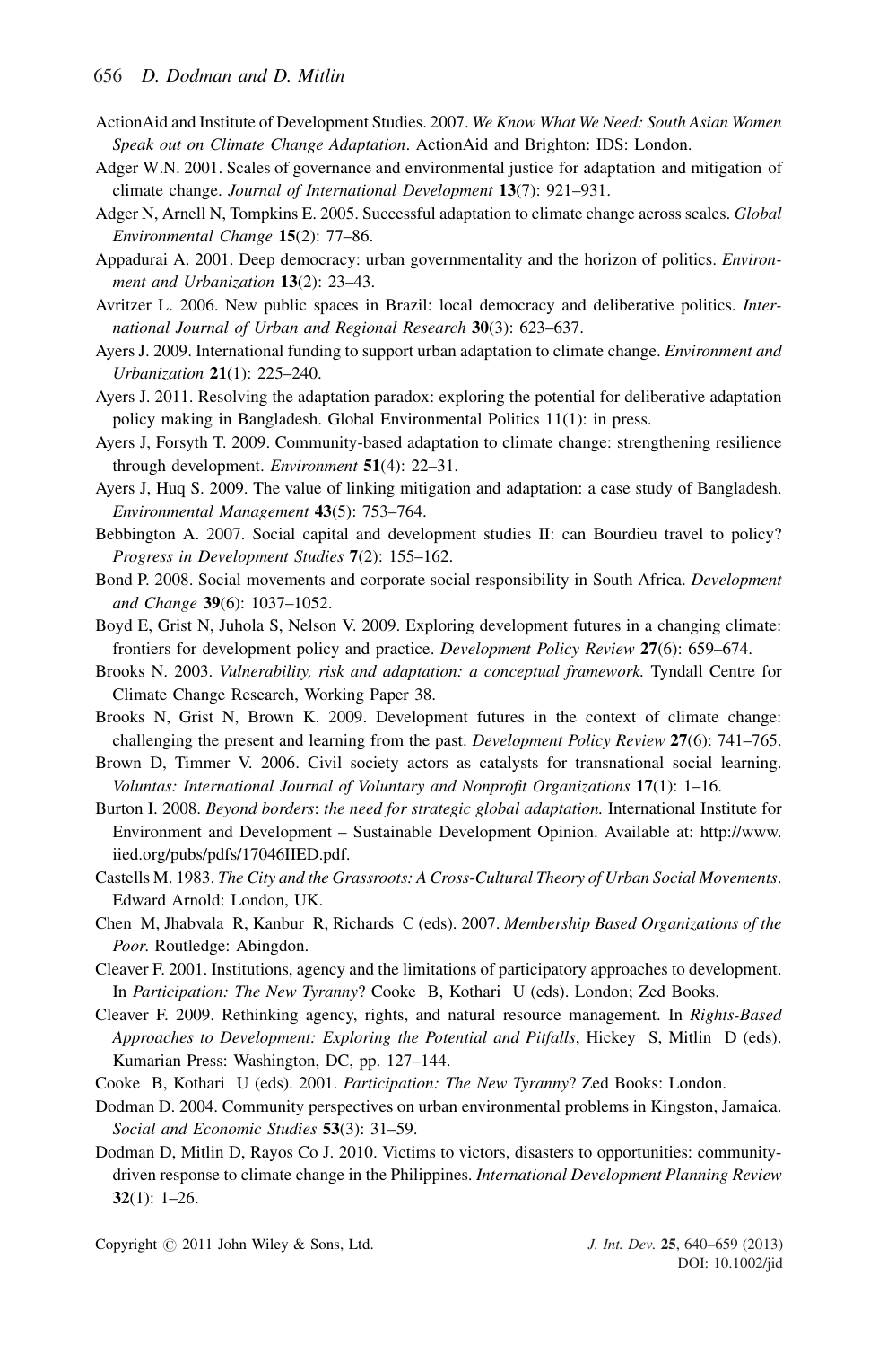ActionAid and Institute of Development Studies. 2007. *We Know What We Need: South Asian Women Speak out on Climate Change Adaptation*. ActionAid and Brighton: IDS: London.

Adger W.N. 2001. Scales of governance and environmental justice for adaptation and mitigation of climate change. *Journal of International Development* **13**(7): 921–931.

Adger N, Arnell N, Tompkins E. 2005. Successful adaptation to climate change across scales. *Global Environmental Change* **15**(2): 77–86.

Appadurai A. 2001. Deep democracy: urban governmentality and the horizon of politics. *Environment and Urbanization* **13**(2): 23–43.

Avritzer L. 2006. New public spaces in Brazil: local democracy and deliberative politics. *International Journal of Urban and Regional Research* **30**(3): 623–637.

Ayers J. 2009. International funding to support urban adaptation to climate change. *Environment and Urbanization* **21**(1): 225–240.

Ayers J. 2011. Resolving the adaptation paradox: exploring the potential for deliberative adaptation policy making in Bangladesh. Global Environmental Politics 11(1): in press.

Ayers J, Forsyth T. 2009. Community-based adaptation to climate change: strengthening resilience through development. *Environment* **51**(4): 22–31.

Ayers J, Huq S. 2009. The value of linking mitigation and adaptation: a case study of Bangladesh. *Environmental Management* **43**(5): 753–764.

Bebbington A. 2007. Social capital and development studies II: can Bourdieu travel to policy? *Progress in Development Studies* **7**(2): 155–162.

Bond P. 2008. Social movements and corporate social responsibility in South Africa. *Development and Change* **39**(6): 1037–1052.

Boyd E, Grist N, Juhola S, Nelson V. 2009. Exploring development futures in a changing climate: frontiers for development policy and practice. *Development Policy Review* **27**(6): 659–674.

Brooks N. 2003. *Vulnerability, risk and adaptation: a conceptual framework.* Tyndall Centre for Climate Change Research, Working Paper 38.

Brooks N, Grist N, Brown K. 2009. Development futures in the context of climate change: challenging the present and learning from the past. *Development Policy Review* **27**(6): 741–765.

Brown D, Timmer V. 2006. Civil society actors as catalysts for transnational social learning. *Voluntas: International Journal of Voluntary and Nonprofit Organizations* **17**(1): 1–16.

Burton I. 2008. *Beyond borders: the need for strategic global adaptation.* International Institute for Environment and Development – Sustainable Development Opinion. Available at: http://www.iied.org/pubs/pdfs/17046IIED.pdf.

Castells M. 1983. *The City and the Grassroots: A Cross-Cultural Theory of Urban Social Movements*. Edward Arnold: London, UK.

Chen M, Jhabvala R, Kanbur R, Richards C (eds). 2007. *Membership Based Organizations of the Poor.* Routledge: Abingdon.

Cleaver F. 2001. Institutions, agency and the limitations of participatory approaches to development. In *Participation: The New Tyranny*? Cooke B, Kothari U (eds). London; Zed Books.

Cleaver F. 2009. Rethinking agency, rights, and natural resource management. In *Rights-Based Approaches to Development: Exploring the Potential and Pitfalls*, Hickey S, Mitlin D (eds). Kumarian Press: Washington, DC, pp. 127–144.

Cooke B, Kothari U (eds). 2001. *Participation: The New Tyranny*? Zed Books: London.

Dodman D. 2004. Community perspectives on urban environmental problems in Kingston, Jamaica. *Social and Economic Studies* **53**(3): 31–59.

Dodman D, Mitlin D, Rayos Co J. 2010. Victims to victors, disasters to opportunities: community-driven response to climate change in the Philippines. *International Development Planning Review* **32**(1): 1–26.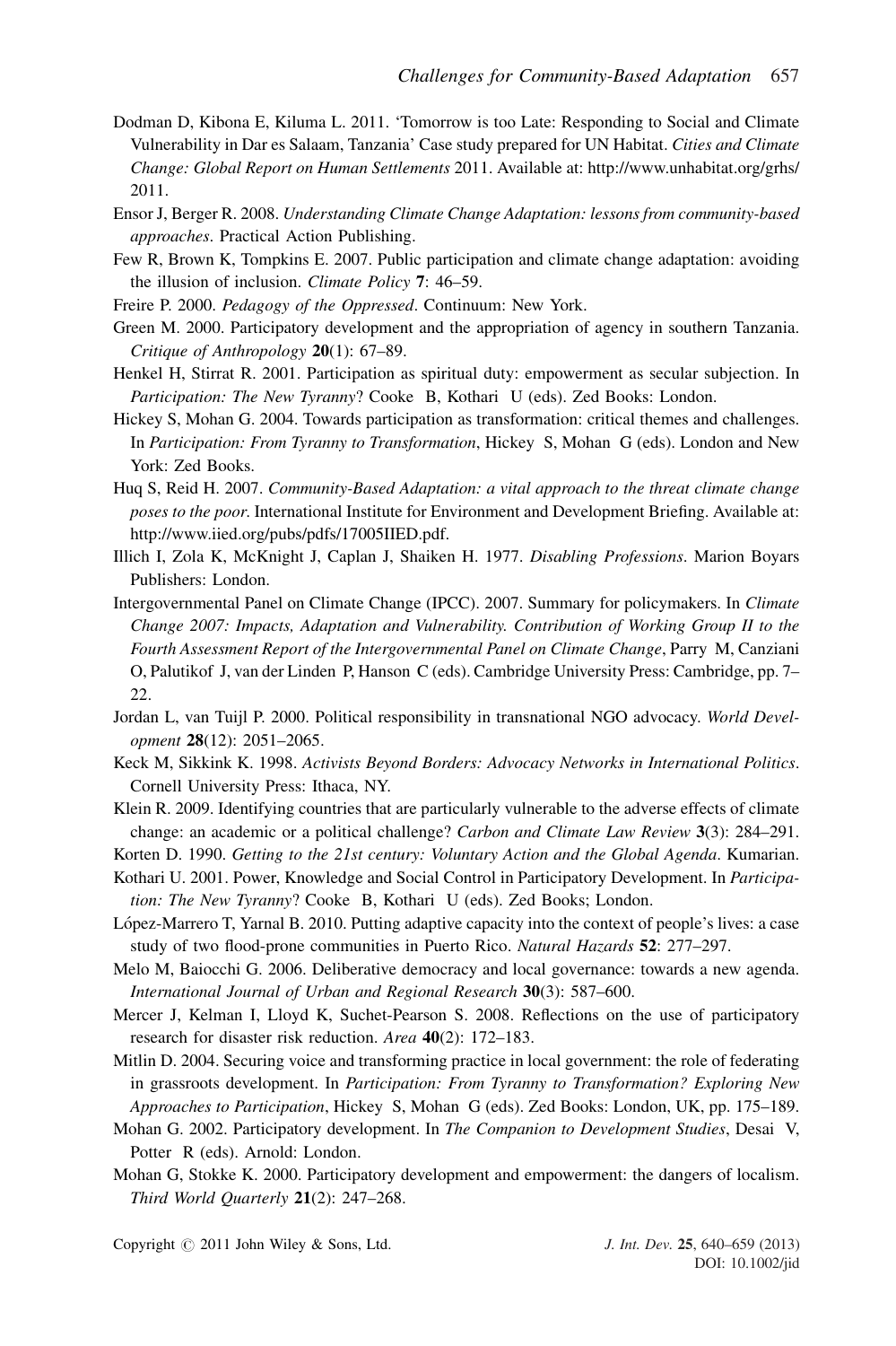Dodman D, Kibona E, Kiluma L. 2011. 'Tomorrow is too Late: Responding to Social and Climate Vulnerability in Dar es Salaam, Tanzania' Case study prepared for UN Habitat. *Cities and Climate Change: Global Report on Human Settlements* 2011. Available at: http://www.unhabitat.org/grhs/2011.

Ensor J, Berger R. 2008. *Understanding Climate Change Adaptation: lessons from community-based approaches*. Practical Action Publishing.

Few R, Brown K, Tompkins E. 2007. Public participation and climate change adaptation: avoiding the illusion of inclusion. *Climate Policy* **7**: 46–59.

Freire P. 2000. *Pedagogy of the Oppressed*. Continuum: New York.

Green M. 2000. Participatory development and the appropriation of agency in southern Tanzania. *Critique of Anthropology* **20**(1): 67–89.

Henkel H, Stirrat R. 2001. Participation as spiritual duty: empowerment as secular subjection. In *Participation: The New Tyranny*? Cooke B, Kothari U (eds). Zed Books: London.

Hickey S, Mohan G. 2004. Towards participation as transformation: critical themes and challenges. In *Participation: From Tyranny to Transformation*, Hickey S, Mohan G (eds). London and New York: Zed Books.

Huq S, Reid H. 2007. *Community-Based Adaptation: a vital approach to the threat climate change poses to the poor*. International Institute for Environment and Development Briefing. Available at: http://www.iied.org/pubs/pdfs/17005IIED.pdf.

Illich I, Zola K, McKnight J, Caplan J, Shaiken H. 1977. *Disabling Professions*. Marion Boyars Publishers: London.

Intergovernmental Panel on Climate Change (IPCC). 2007. Summary for policymakers. In *Climate Change 2007: Impacts, Adaptation and Vulnerability. Contribution of Working Group II to the Fourth Assessment Report of the Intergovernmental Panel on Climate Change*, Parry M, Canziani O, Palutikof J, van der Linden P, Hanson C (eds). Cambridge University Press: Cambridge, pp. 7–22.

Jordan L, van Tuijl P. 2000. Political responsibility in transnational NGO advocacy. *World Development* **28**(12): 2051–2065.

Keck M, Sikkink K. 1998. *Activists Beyond Borders: Advocacy Networks in International Politics*. Cornell University Press: Ithaca, NY.

Klein R. 2009. Identifying countries that are particularly vulnerable to the adverse effects of climate change: an academic or a political challenge? *Carbon and Climate Law Review* **3**(3): 284–291.

Korten D. 1990. *Getting to the 21st century: Voluntary Action and the Global Agenda*. Kumarian.

Kothari U. 2001. Power, Knowledge and Social Control in Participatory Development. In *Participation: The New Tyranny*? Cooke B, Kothari U (eds). Zed Books; London.

López-Marrero T, Yarnal B. 2010. Putting adaptive capacity into the context of people's lives: a case study of two flood-prone communities in Puerto Rico. *Natural Hazards* **52**: 277–297.

Melo M, Baiocchi G. 2006. Deliberative democracy and local governance: towards a new agenda. *International Journal of Urban and Regional Research* **30**(3): 587–600.

Mercer J, Kelman I, Lloyd K, Suchet-Pearson S. 2008. Reflections on the use of participatory research for disaster risk reduction. *Area* **40**(2): 172–183.

Mitlin D. 2004. Securing voice and transforming practice in local government: the role of federating in grassroots development. In *Participation: From Tyranny to Transformation? Exploring New Approaches to Participation*, Hickey S, Mohan G (eds). Zed Books: London, UK, pp. 175–189.

Mohan G. 2002. Participatory development. In *The Companion to Development Studies*, Desai V, Potter R (eds). Arnold: London.

Mohan G, Stokke K. 2000. Participatory development and empowerment: the dangers of localism. *Third World Quarterly* **21**(2): 247–268.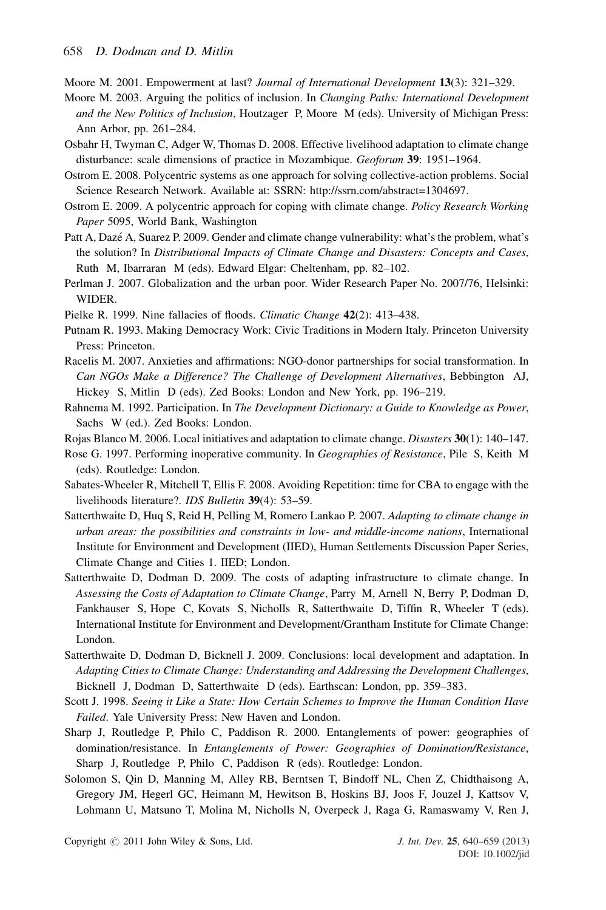Moore M. 2001. Empowerment at last? *Journal of International Development* **13**(3): 321–329.

Moore M. 2003. Arguing the politics of inclusion. In *Changing Paths: International Development and the New Politics of Inclusion*, Houtzager P, Moore M (eds). University of Michigan Press: Ann Arbor, pp. 261–284.

Osbahr H, Twyman C, Adger W, Thomas D. 2008. Effective livelihood adaptation to climate change disturbance: scale dimensions of practice in Mozambique. *Geoforum* **39**: 1951–1964.

Ostrom E. 2008. Polycentric systems as one approach for solving collective-action problems. Social Science Research Network. Available at: SSRN: http://ssrn.com/abstract=1304697.

Ostrom E. 2009. A polycentric approach for coping with climate change. *Policy Research Working Paper* 5095, World Bank, Washington

Patt A, Dazé A, Suarez P. 2009. Gender and climate change vulnerability: what's the problem, what's the solution? In *Distributional Impacts of Climate Change and Disasters: Concepts and Cases*, Ruth M, Ibarraran M (eds). Edward Elgar: Cheltenham, pp. 82–102.

Perlman J. 2007. Globalization and the urban poor. Wider Research Paper No. 2007/76, Helsinki: WIDER.

Pielke R. 1999. Nine fallacies of floods. *Climatic Change* **42**(2): 413–438.

Putnam R. 1993. Making Democracy Work: Civic Traditions in Modern Italy. Princeton University Press: Princeton.

Racelis M. 2007. Anxieties and affirmations: NGO-donor partnerships for social transformation. In *Can NGOs Make a Difference? The Challenge of Development Alternatives*, Bebbington AJ, Hickey S, Mitlin D (eds). Zed Books: London and New York, pp. 196–219.

Rahnema M. 1992. Participation. In *The Development Dictionary: a Guide to Knowledge as Power*, Sachs W (ed.). Zed Books: London.

Rojas Blanco M. 2006. Local initiatives and adaptation to climate change. *Disasters* **30**(1): 140–147.

Rose G. 1997. Performing inoperative community. In *Geographies of Resistance*, Pile S, Keith M (eds). Routledge: London.

Sabates-Wheeler R, Mitchell T, Ellis F. 2008. Avoiding Repetition: time for CBA to engage with the livelihoods literature?. *IDS Bulletin* **39**(4): 53–59.

Satterthwaite D, Huq S, Reid H, Pelling M, Romero Lankao P. 2007. *Adapting to climate change in urban areas: the possibilities and constraints in low- and middle-income nations*, International Institute for Environment and Development (IIED), Human Settlements Discussion Paper Series, Climate Change and Cities 1. IIED; London.

Satterthwaite D, Dodman D. 2009. The costs of adapting infrastructure to climate change. In *Assessing the Costs of Adaptation to Climate Change*, Parry M, Arnell N, Berry P, Dodman D, Fankhauser S, Hope C, Kovats S, Nicholls R, Satterthwaite D, Tiffin R, Wheeler T (eds). International Institute for Environment and Development/Grantham Institute for Climate Change: London.

Satterthwaite D, Dodman D, Bicknell J. 2009. Conclusions: local development and adaptation. In *Adapting Cities to Climate Change: Understanding and Addressing the Development Challenges*, Bicknell J, Dodman D, Satterthwaite D (eds). Earthscan: London, pp. 359–383.

Scott J. 1998. *Seeing it Like a State: How Certain Schemes to Improve the Human Condition Have Failed*. Yale University Press: New Haven and London.

Sharp J, Routledge P, Philo C, Paddison R. 2000. Entanglements of power: geographies of domination/resistance. In *Entanglements of Power: Geographies of Domination/Resistance*, Sharp J, Routledge P, Philo C, Paddison R (eds). Routledge: London.

Solomon S, Qin D, Manning M, Alley RB, Berntsen T, Bindoff NL, Chen Z, Chidthaisong A, Gregory JM, Hegerl GC, Heimann M, Hewitson B, Hoskins BJ, Joos F, Jouzel J, Kattsov V, Lohmann U, Matsuno T, Molina M, Nicholls N, Overpeck J, Raga G, Ramaswamy V, Ren J,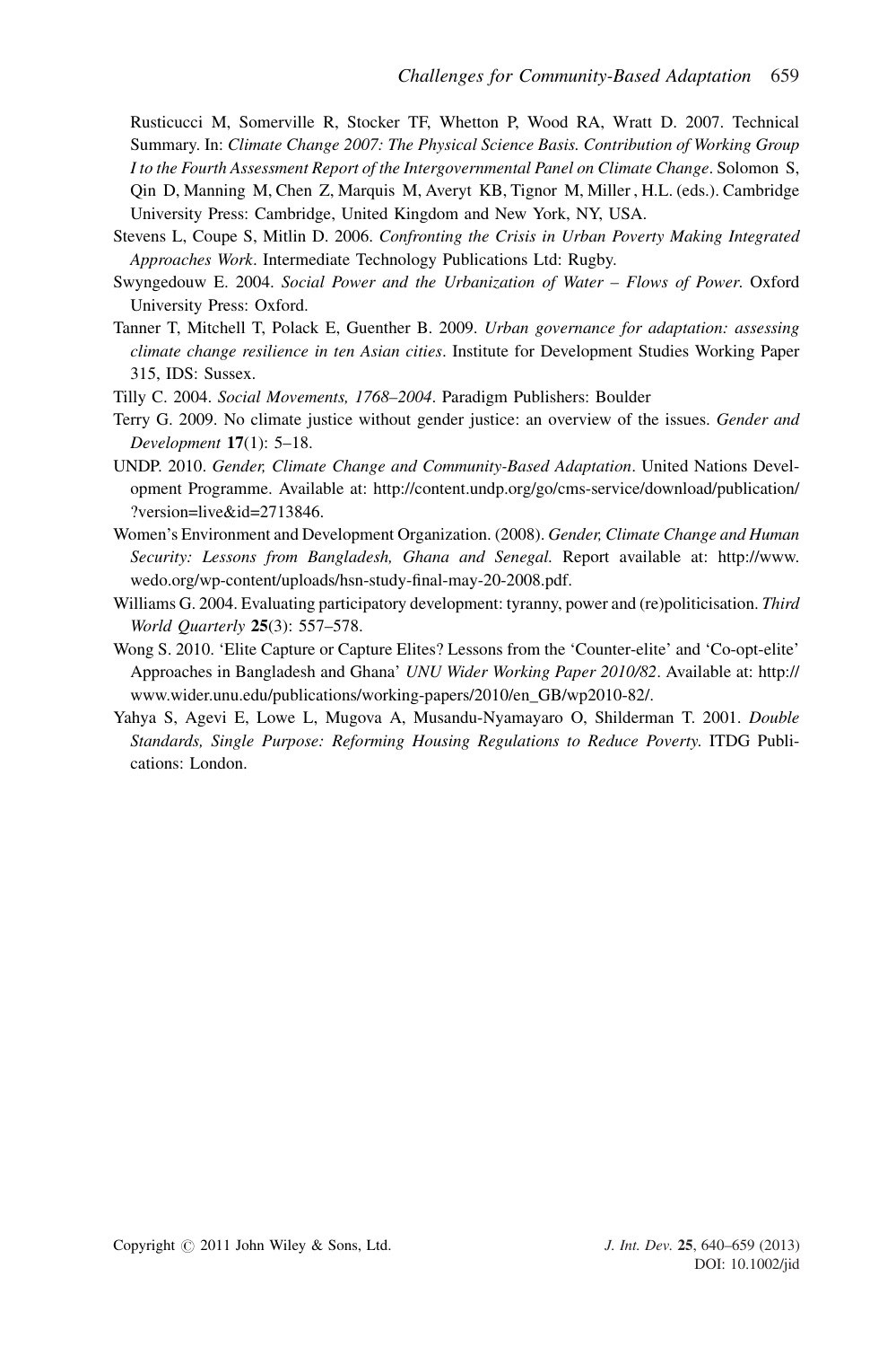Rusticucci M, Somerville R, Stocker TF, Whetton P, Wood RA, Wratt D. 2007. Technical Summary. In: *Climate Change 2007: The Physical Science Basis. Contribution of Working Group I to the Fourth Assessment Report of the Intergovernmental Panel on Climate Change*. Solomon S, Qin D, Manning M, Chen Z, Marquis M, Averyt KB, Tignor M, Miller , H.L. (eds.). Cambridge University Press: Cambridge, United Kingdom and New York, NY, USA.

Stevens L, Coupe S, Mitlin D. 2006. *Confronting the Crisis in Urban Poverty Making Integrated Approaches Work*. Intermediate Technology Publications Ltd: Rugby.

Swyngedouw E. 2004. *Social Power and the Urbanization of Water – Flows of Power*. Oxford University Press: Oxford.

Tanner T, Mitchell T, Polack E, Guenther B. 2009. *Urban governance for adaptation: assessing climate change resilience in ten Asian cities*. Institute for Development Studies Working Paper 315, IDS: Sussex.

Tilly C. 2004. *Social Movements, 1768–2004*. Paradigm Publishers: Boulder

Terry G. 2009. No climate justice without gender justice: an overview of the issues. *Gender and Development* **17**(1): 5–18.

UNDP. 2010. *Gender, Climate Change and Community-Based Adaptation*. United Nations Development Programme. Available at: http://content.undp.org/go/cms-service/download/publication/?version=live&id=2713846.

Women's Environment and Development Organization. (2008). *Gender, Climate Change and Human Security: Lessons from Bangladesh, Ghana and Senegal.* Report available at: http://www.wedo.org/wp-content/uploads/hsn-study-final-may-20-2008.pdf.

Williams G. 2004. Evaluating participatory development: tyranny, power and (re)politicisation. *Third World Quarterly* **25**(3): 557–578.

Wong S. 2010. 'Elite Capture or Capture Elites? Lessons from the 'Counter-elite' and 'Co-opt-elite' Approaches in Bangladesh and Ghana' *UNU Wider Working Paper 2010/82*. Available at: http://www.wider.unu.edu/publications/working-papers/2010/en_GB/wp2010-82/.

Yahya S, Agevi E, Lowe L, Mugova A, Musandu-Nyamayaro O, Shilderman T. 2001. *Double Standards, Single Purpose: Reforming Housing Regulations to Reduce Poverty*. ITDG Publications: London.